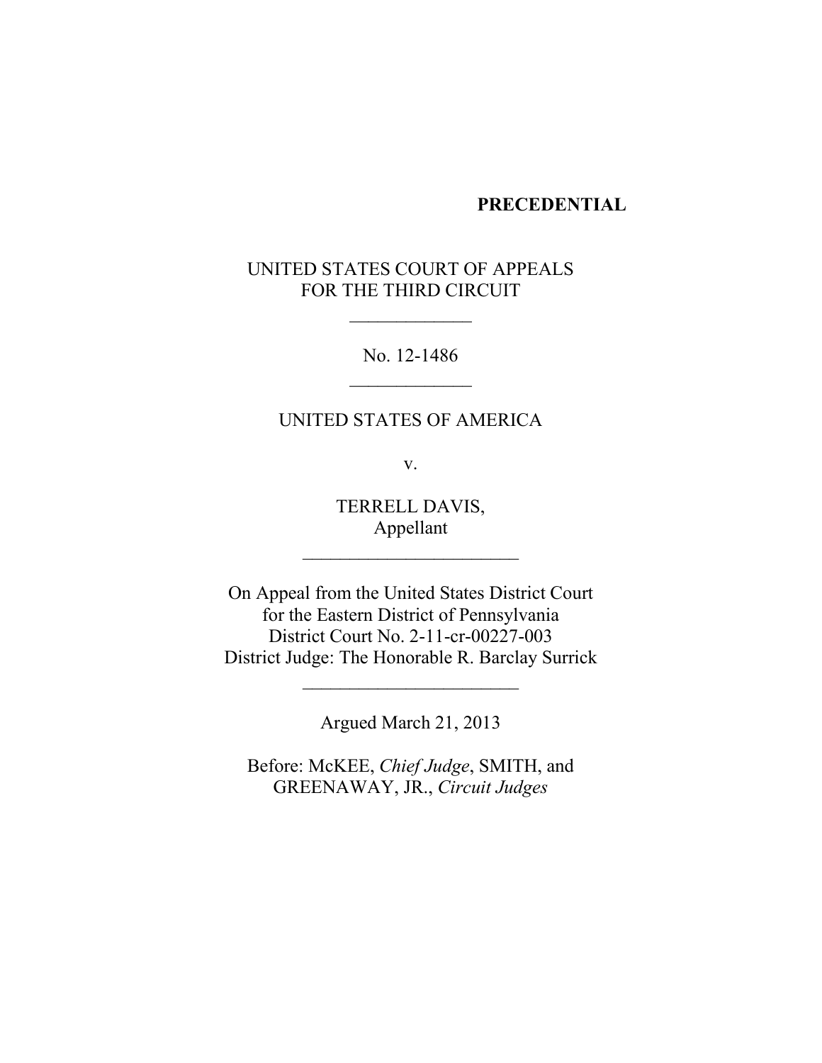**PRECEDENTIAL**

UNITED STATES COURT OF APPEALS
FOR THE THIRD CIRCUIT

_____________

No. 12-1486

_____________

UNITED STATES OF AMERICA

v.

TERRELL DAVIS,
Appellant

________________________

On Appeal from the United States District Court
for the Eastern District of Pennsylvania
District Court No. 2-11-cr-00227-003
District Judge: The Honorable R. Barclay Surrick

________________________

Argued March 21, 2013

Before: McKEE, *Chief Judge*, SMITH, and
GREENAWAY, JR., *Circuit Judges*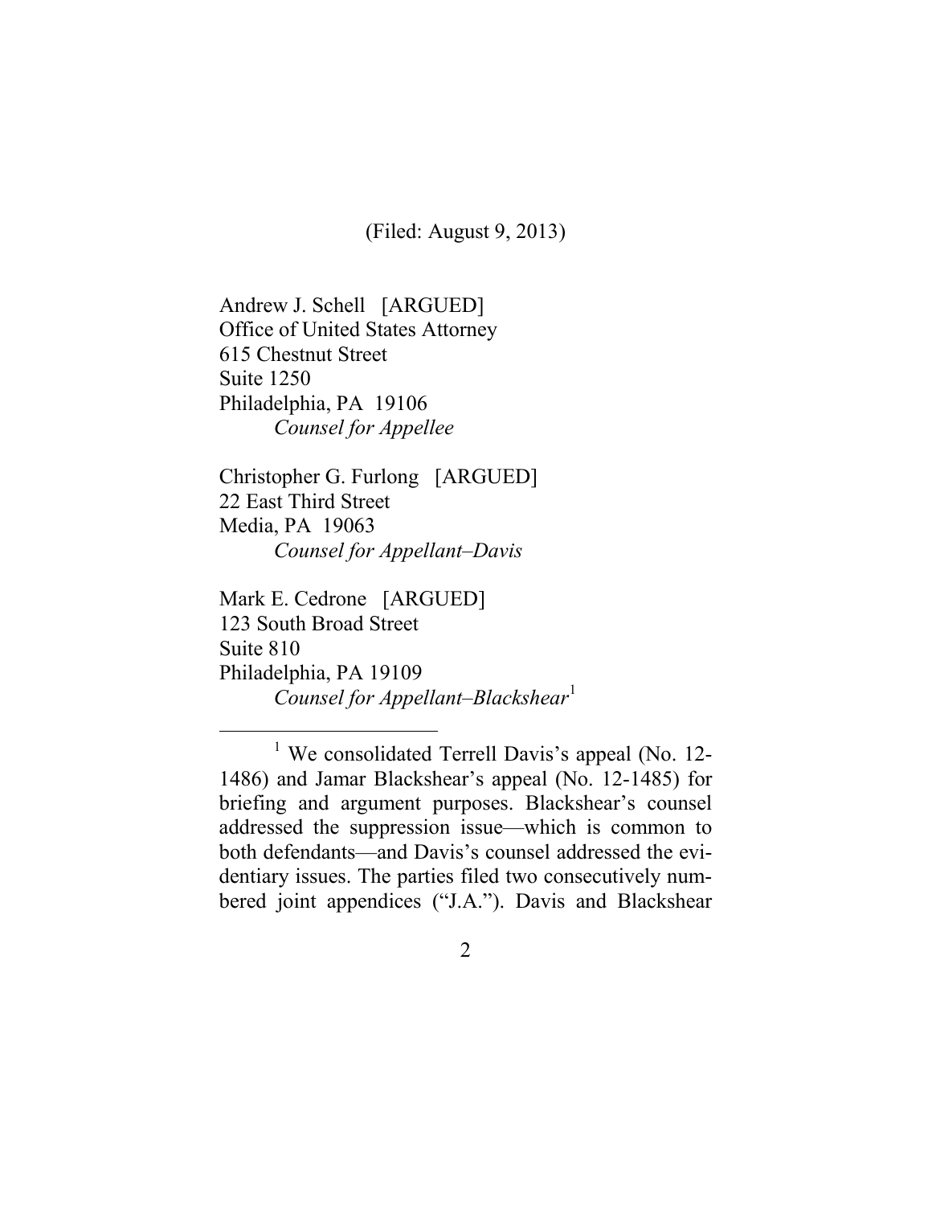(Filed: August 9, 2013)

Andrew J. Schell [ARGUED]
Office of United States Attorney
615 Chestnut Street
Suite 1250
Philadelphia, PA 19106
*Counsel for Appellee*

Christopher G. Furlong [ARGUED]
22 East Third Street
Media, PA 19063
*Counsel for Appellant–Davis*

Mark E. Cedrone [ARGUED]
123 South Broad Street
Suite 810
Philadelphia, PA 19109
*Counsel for Appellant–Blackshear*[1]

---

[1] We consolidated Terrell Davis's appeal (No. 12-1486) and Jamar Blackshear's appeal (No. 12-1485) for briefing and argument purposes. Blackshear's counsel addressed the suppression issue—which is common to both defendants—and Davis's counsel addressed the evidentiary issues. The parties filed two consecutively numbered joint appendices ("J.A."). Davis and Blackshear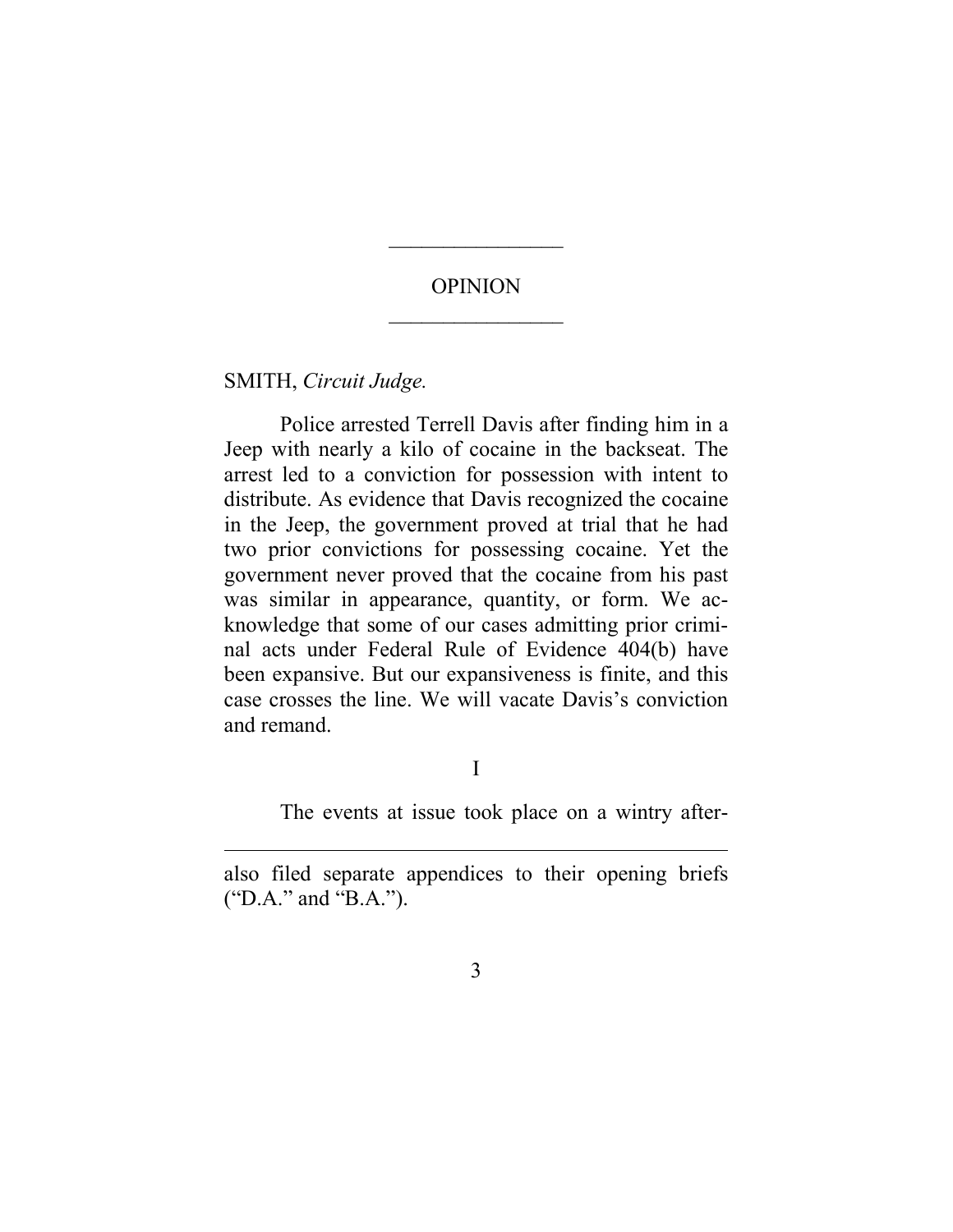# OPINION

SMITH, *Circuit Judge.*

Police arrested Terrell Davis after finding him in a Jeep with nearly a kilo of cocaine in the backseat. The arrest led to a conviction for possession with intent to distribute. As evidence that Davis recognized the cocaine in the Jeep, the government proved at trial that he had two prior convictions for possessing cocaine. Yet the government never proved that the cocaine from his past was similar in appearance, quantity, or form. We acknowledge that some of our cases admitting prior criminal acts under Federal Rule of Evidence 404(b) have been expansive. But our expansiveness is finite, and this case crosses the line. We will vacate Davis's conviction and remand.

## I

The events at issue took place on a wintry after-

---

also filed separate appendices to their opening briefs ("D.A." and "B.A.").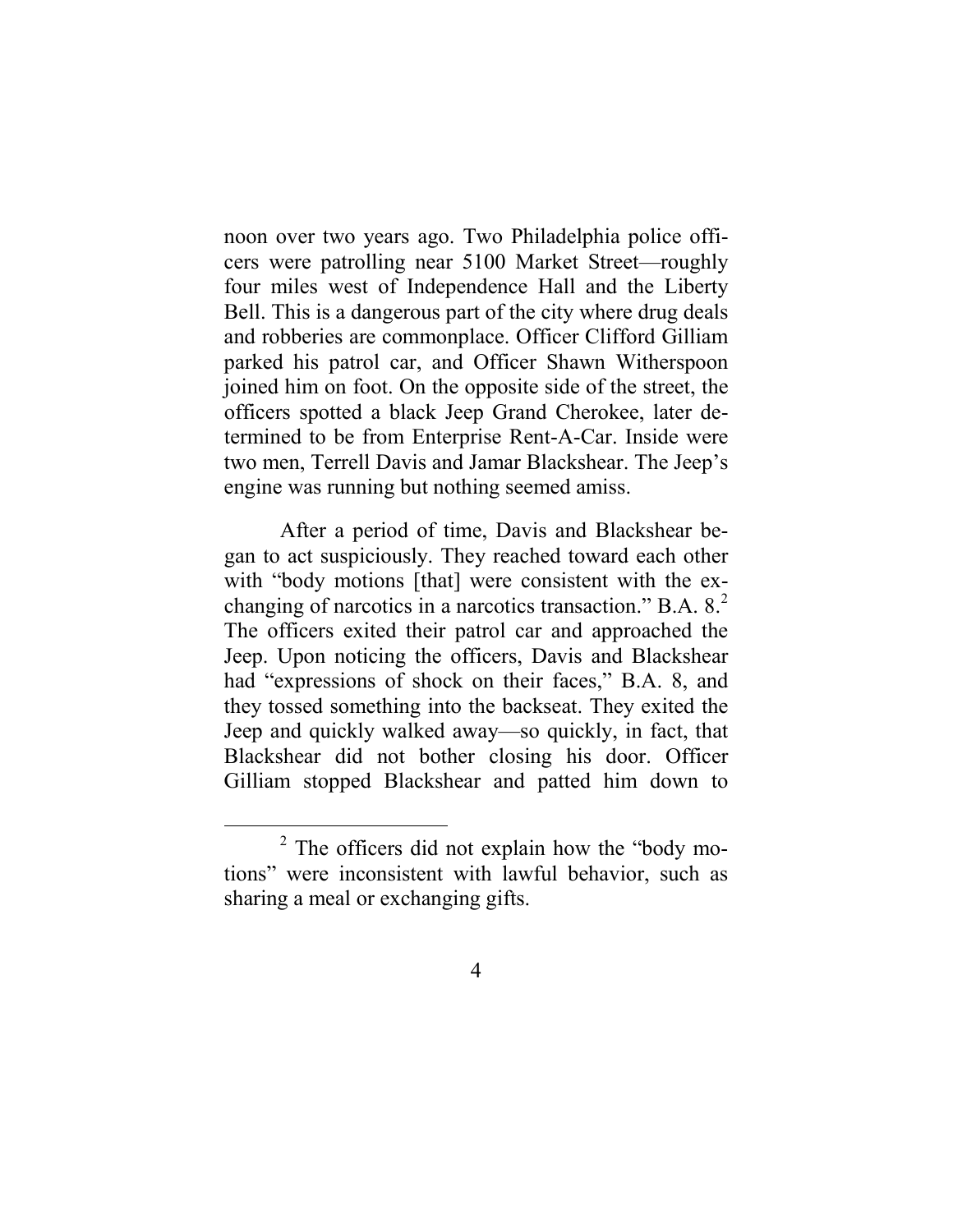noon over two years ago. Two Philadelphia police officers were patrolling near 5100 Market Street—roughly four miles west of Independence Hall and the Liberty Bell. This is a dangerous part of the city where drug deals and robberies are commonplace. Officer Clifford Gilliam parked his patrol car, and Officer Shawn Witherspoon joined him on foot. On the opposite side of the street, the officers spotted a black Jeep Grand Cherokee, later determined to be from Enterprise Rent-A-Car. Inside were two men, Terrell Davis and Jamar Blackshear. The Jeep's engine was running but nothing seemed amiss.

After a period of time, Davis and Blackshear began to act suspiciously. They reached toward each other with "body motions [that] were consistent with the exchanging of narcotics in a narcotics transaction." B.A. 8.[2] The officers exited their patrol car and approached the Jeep. Upon noticing the officers, Davis and Blackshear had "expressions of shock on their faces," B.A. 8, and they tossed something into the backseat. They exited the Jeep and quickly walked away—so quickly, in fact, that Blackshear did not bother closing his door. Officer Gilliam stopped Blackshear and patted him down to

---

[2] The officers did not explain how the "body motions" were inconsistent with lawful behavior, such as sharing a meal or exchanging gifts.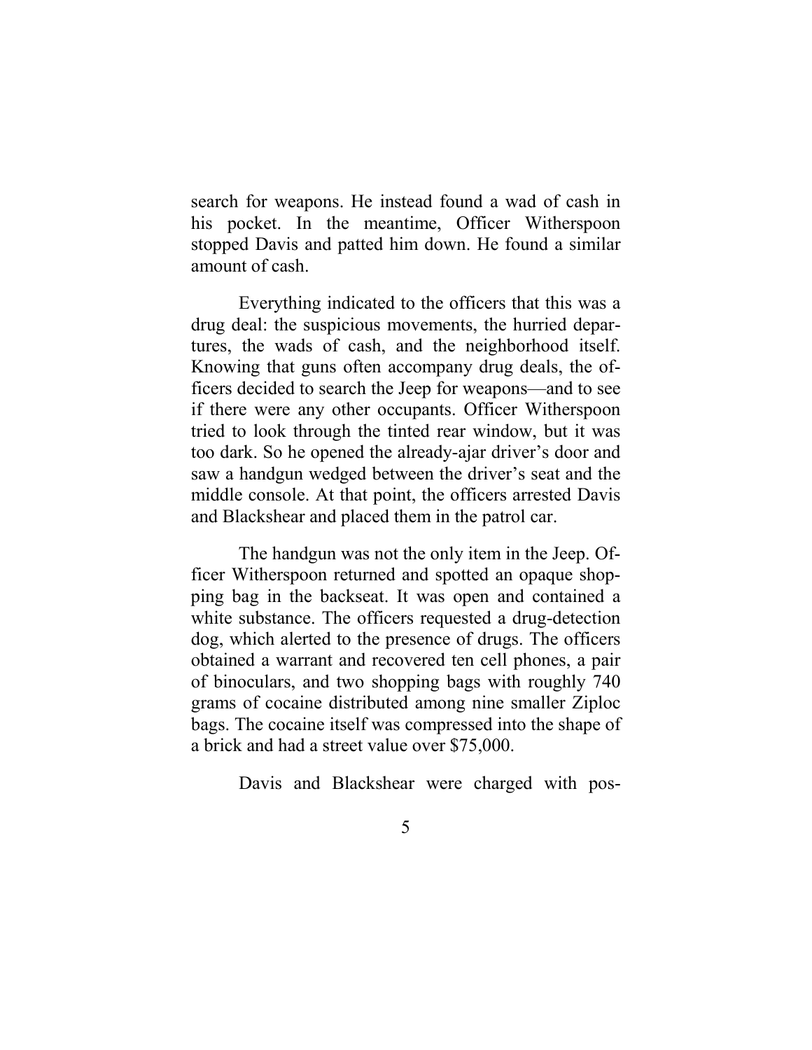search for weapons. He instead found a wad of cash in his pocket. In the meantime, Officer Witherspoon stopped Davis and patted him down. He found a similar amount of cash.

Everything indicated to the officers that this was a drug deal: the suspicious movements, the hurried departures, the wads of cash, and the neighborhood itself. Knowing that guns often accompany drug deals, the officers decided to search the Jeep for weapons—and to see if there were any other occupants. Officer Witherspoon tried to look through the tinted rear window, but it was too dark. So he opened the already-ajar driver's door and saw a handgun wedged between the driver's seat and the middle console. At that point, the officers arrested Davis and Blackshear and placed them in the patrol car.

The handgun was not the only item in the Jeep. Officer Witherspoon returned and spotted an opaque shopping bag in the backseat. It was open and contained a white substance. The officers requested a drug-detection dog, which alerted to the presence of drugs. The officers obtained a warrant and recovered ten cell phones, a pair of binoculars, and two shopping bags with roughly 740 grams of cocaine distributed among nine smaller Ziploc bags. The cocaine itself was compressed into the shape of a brick and had a street value over $75,000.

Davis and Blackshear were charged with pos-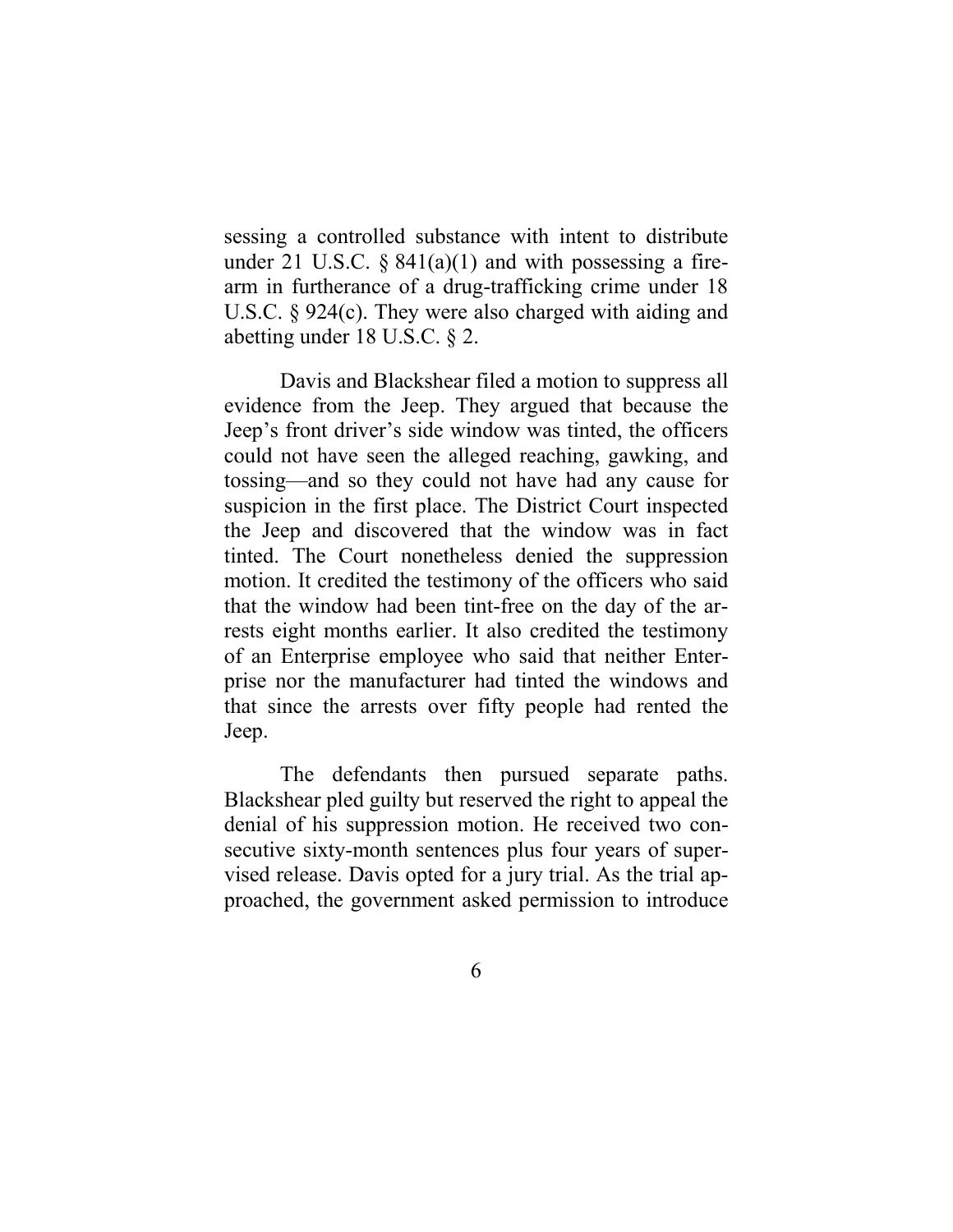sessing a controlled substance with intent to distribute under 21 U.S.C. § 841(a)(1) and with possessing a firearm in furtherance of a drug-trafficking crime under 18 U.S.C. § 924(c). They were also charged with aiding and abetting under 18 U.S.C. § 2.

Davis and Blackshear filed a motion to suppress all evidence from the Jeep. They argued that because the Jeep's front driver's side window was tinted, the officers could not have seen the alleged reaching, gawking, and tossing—and so they could not have had any cause for suspicion in the first place. The District Court inspected the Jeep and discovered that the window was in fact tinted. The Court nonetheless denied the suppression motion. It credited the testimony of the officers who said that the window had been tint-free on the day of the arrests eight months earlier. It also credited the testimony of an Enterprise employee who said that neither Enterprise nor the manufacturer had tinted the windows and that since the arrests over fifty people had rented the Jeep.

The defendants then pursued separate paths. Blackshear pled guilty but reserved the right to appeal the denial of his suppression motion. He received two consecutive sixty-month sentences plus four years of supervised release. Davis opted for a jury trial. As the trial approached, the government asked permission to introduce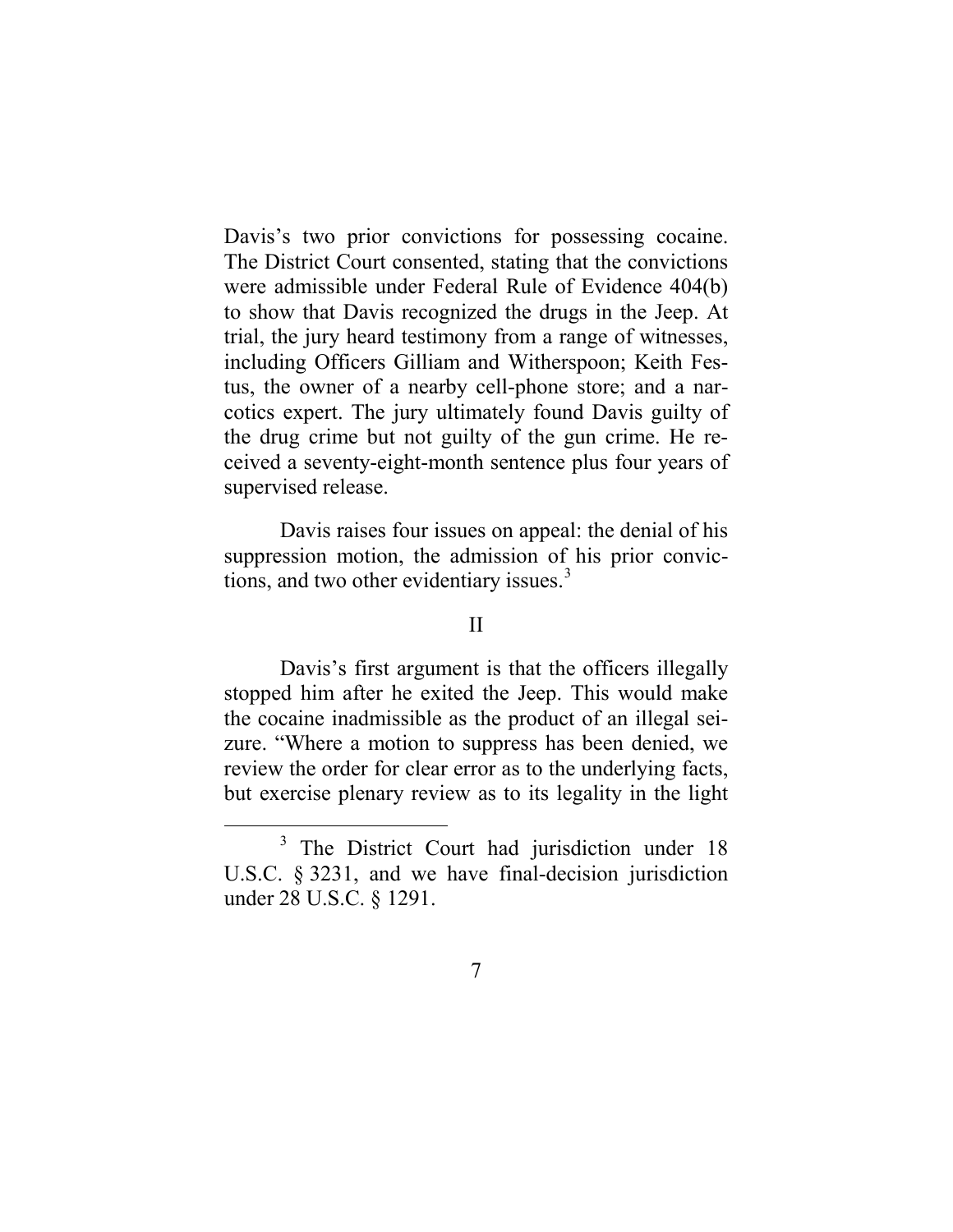Davis's two prior convictions for possessing cocaine. The District Court consented, stating that the convictions were admissible under Federal Rule of Evidence 404(b) to show that Davis recognized the drugs in the Jeep. At trial, the jury heard testimony from a range of witnesses, including Officers Gilliam and Witherspoon; Keith Festus, the owner of a nearby cell-phone store; and a narcotics expert. The jury ultimately found Davis guilty of the drug crime but not guilty of the gun crime. He received a seventy-eight-month sentence plus four years of supervised release.

Davis raises four issues on appeal: the denial of his suppression motion, the admission of his prior convictions, and two other evidentiary issues.[3]

## II

Davis's first argument is that the officers illegally stopped him after he exited the Jeep. This would make the cocaine inadmissible as the product of an illegal seizure. "Where a motion to suppress has been denied, we review the order for clear error as to the underlying facts, but exercise plenary review as to its legality in the light

---

[3] The District Court had jurisdiction under 18 U.S.C. § 3231, and we have final-decision jurisdiction under 28 U.S.C. § 1291.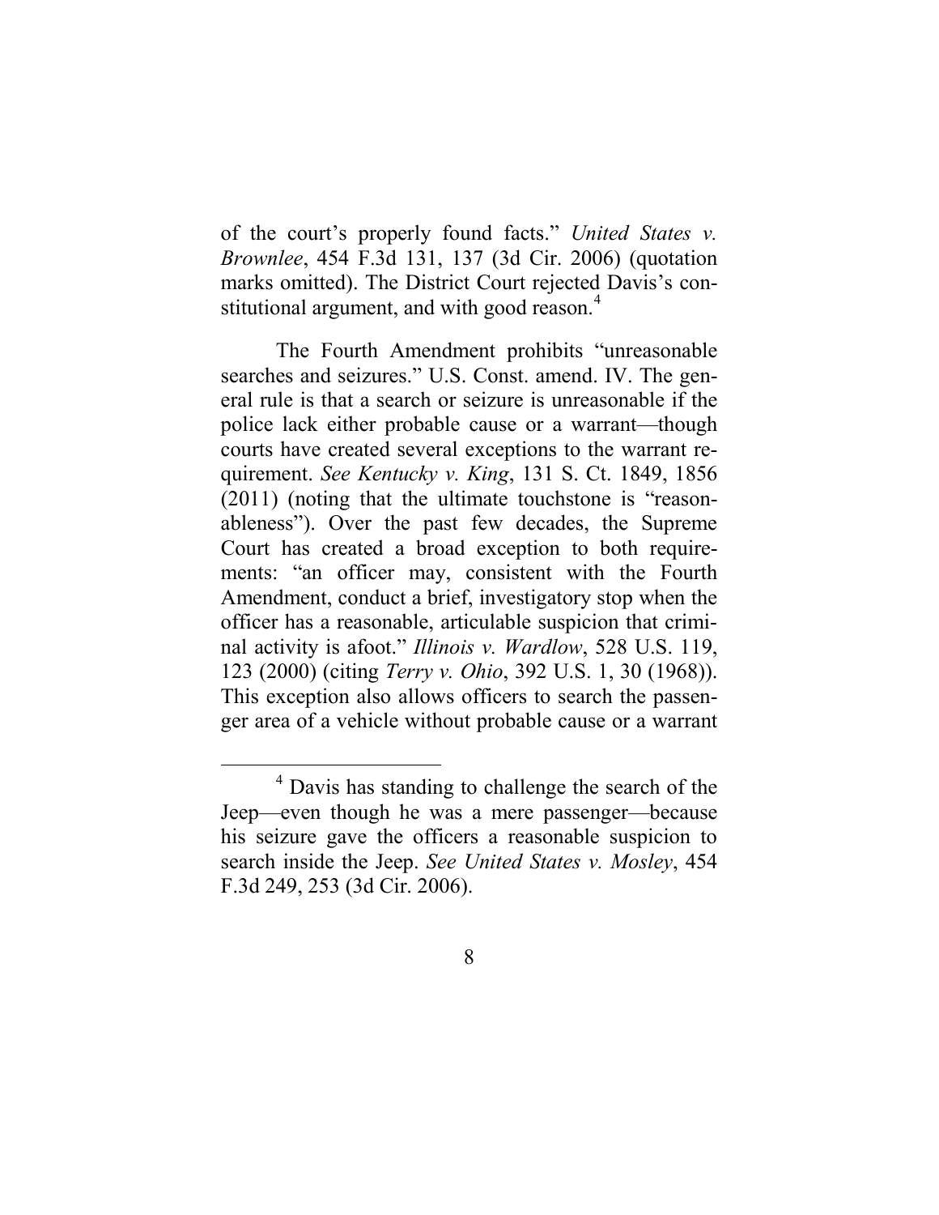of the court's properly found facts." *United States v. Brownlee*, 454 F.3d 131, 137 (3d Cir. 2006) (quotation marks omitted). The District Court rejected Davis's constitutional argument, and with good reason.[4]

The Fourth Amendment prohibits "unreasonable searches and seizures." U.S. Const. amend. IV. The general rule is that a search or seizure is unreasonable if the police lack either probable cause or a warrant—though courts have created several exceptions to the warrant requirement. *See Kentucky v. King*, 131 S. Ct. 1849, 1856 (2011) (noting that the ultimate touchstone is "reasonableness"). Over the past few decades, the Supreme Court has created a broad exception to both requirements: "an officer may, consistent with the Fourth Amendment, conduct a brief, investigatory stop when the officer has a reasonable, articulable suspicion that criminal activity is afoot." *Illinois v. Wardlow*, 528 U.S. 119, 123 (2000) (citing *Terry v. Ohio*, 392 U.S. 1, 30 (1968)). This exception also allows officers to search the passenger area of a vehicle without probable cause or a warrant

[4] Davis has standing to challenge the search of the Jeep—even though he was a mere passenger—because his seizure gave the officers a reasonable suspicion to search inside the Jeep. *See United States v. Mosley*, 454 F.3d 249, 253 (3d Cir. 2006).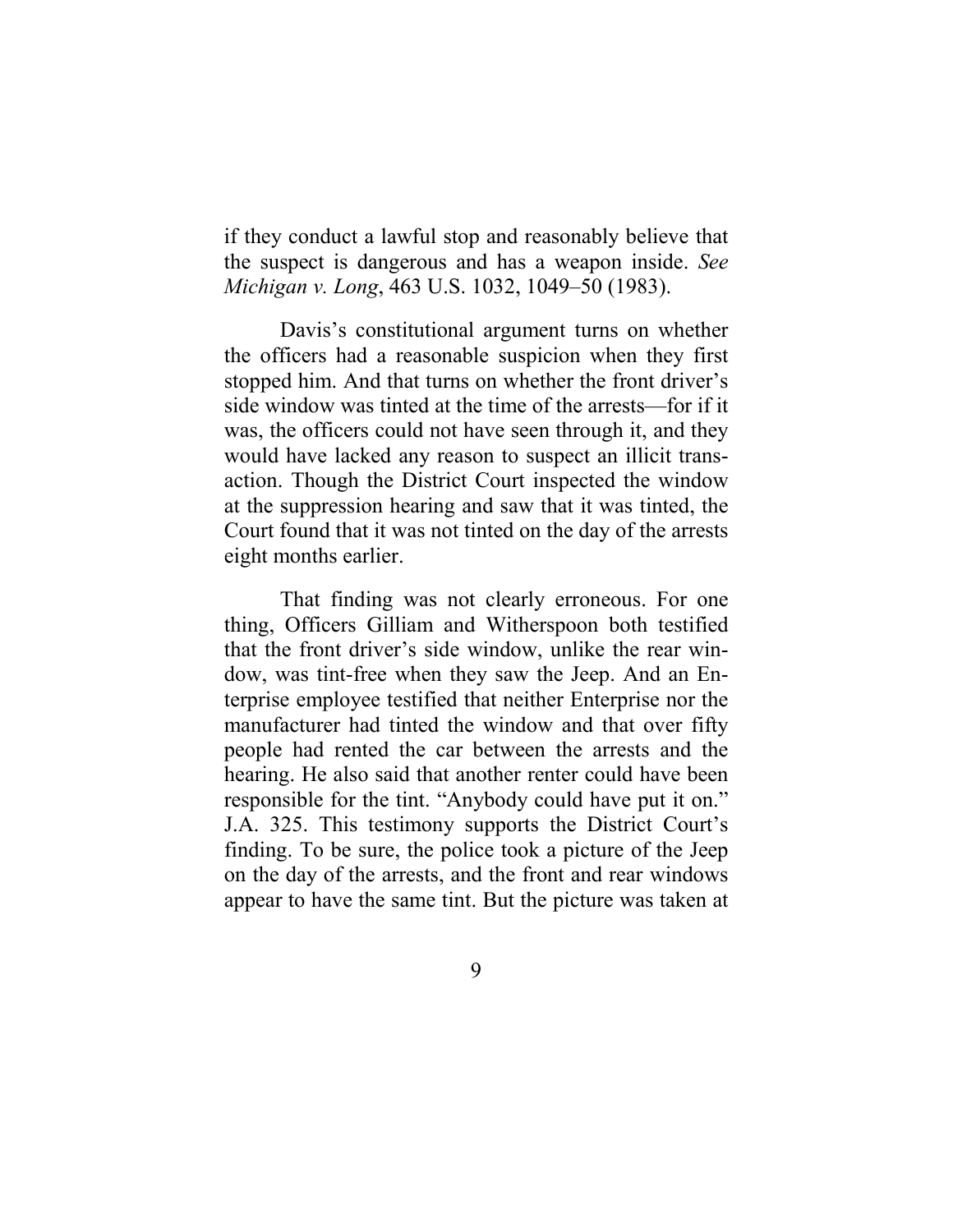if they conduct a lawful stop and reasonably believe that the suspect is dangerous and has a weapon inside. *See Michigan v. Long*, 463 U.S. 1032, 1049–50 (1983).

Davis's constitutional argument turns on whether the officers had a reasonable suspicion when they first stopped him. And that turns on whether the front driver's side window was tinted at the time of the arrests—for if it was, the officers could not have seen through it, and they would have lacked any reason to suspect an illicit transaction. Though the District Court inspected the window at the suppression hearing and saw that it was tinted, the Court found that it was not tinted on the day of the arrests eight months earlier.

That finding was not clearly erroneous. For one thing, Officers Gilliam and Witherspoon both testified that the front driver's side window, unlike the rear window, was tint-free when they saw the Jeep. And an Enterprise employee testified that neither Enterprise nor the manufacturer had tinted the window and that over fifty people had rented the car between the arrests and the hearing. He also said that another renter could have been responsible for the tint. "Anybody could have put it on." J.A. 325. This testimony supports the District Court's finding. To be sure, the police took a picture of the Jeep on the day of the arrests, and the front and rear windows appear to have the same tint. But the picture was taken at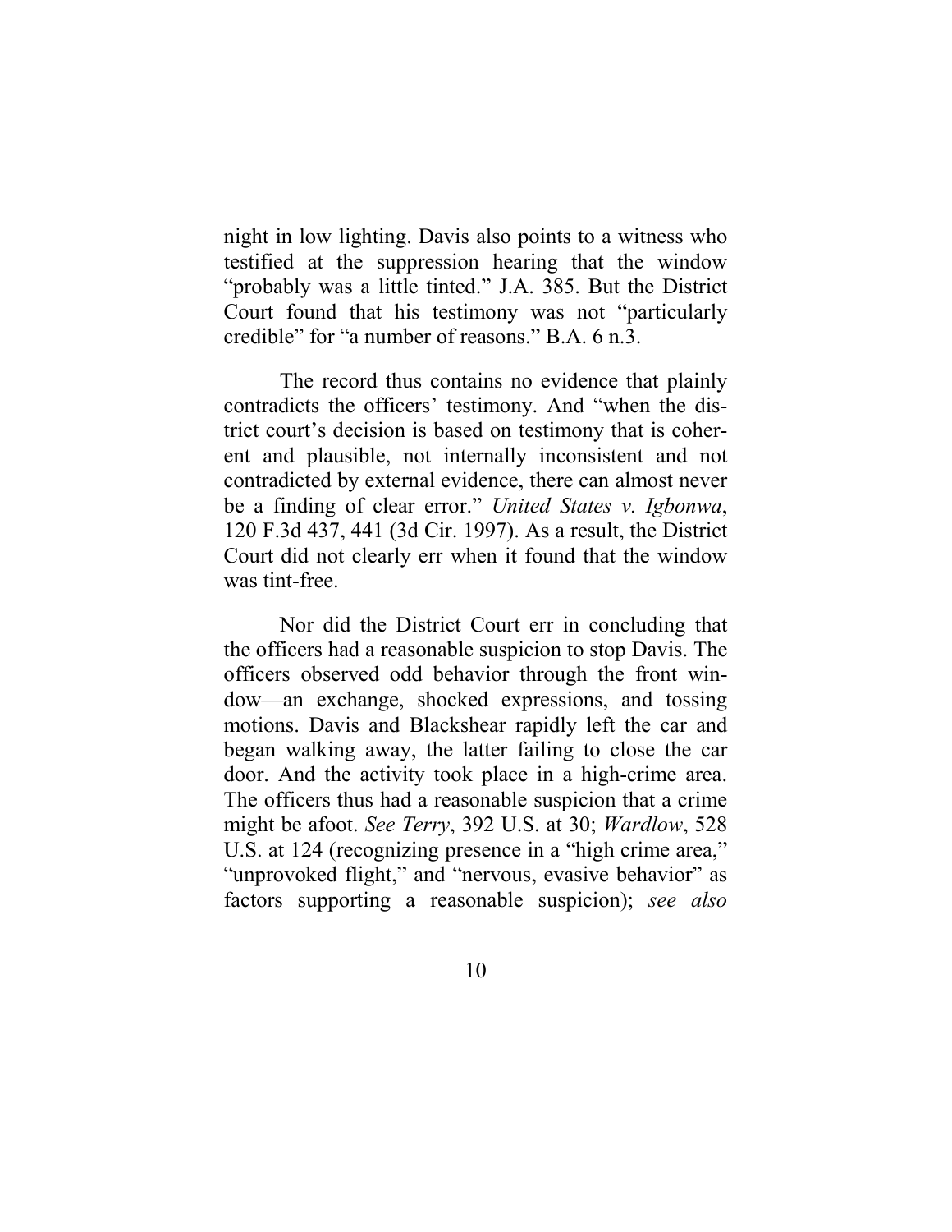night in low lighting. Davis also points to a witness who testified at the suppression hearing that the window "probably was a little tinted." J.A. 385. But the District Court found that his testimony was not "particularly credible" for "a number of reasons." B.A. 6 n.3.

The record thus contains no evidence that plainly contradicts the officers' testimony. And "when the district court's decision is based on testimony that is coherent and plausible, not internally inconsistent and not contradicted by external evidence, there can almost never be a finding of clear error." *United States v. Igbonwa*, 120 F.3d 437, 441 (3d Cir. 1997). As a result, the District Court did not clearly err when it found that the window was tint-free.

Nor did the District Court err in concluding that the officers had a reasonable suspicion to stop Davis. The officers observed odd behavior through the front window—an exchange, shocked expressions, and tossing motions. Davis and Blackshear rapidly left the car and began walking away, the latter failing to close the car door. And the activity took place in a high-crime area. The officers thus had a reasonable suspicion that a crime might be afoot. *See Terry*, 392 U.S. at 30; *Wardlow*, 528 U.S. at 124 (recognizing presence in a "high crime area," "unprovoked flight," and "nervous, evasive behavior" as factors supporting a reasonable suspicion); *see also*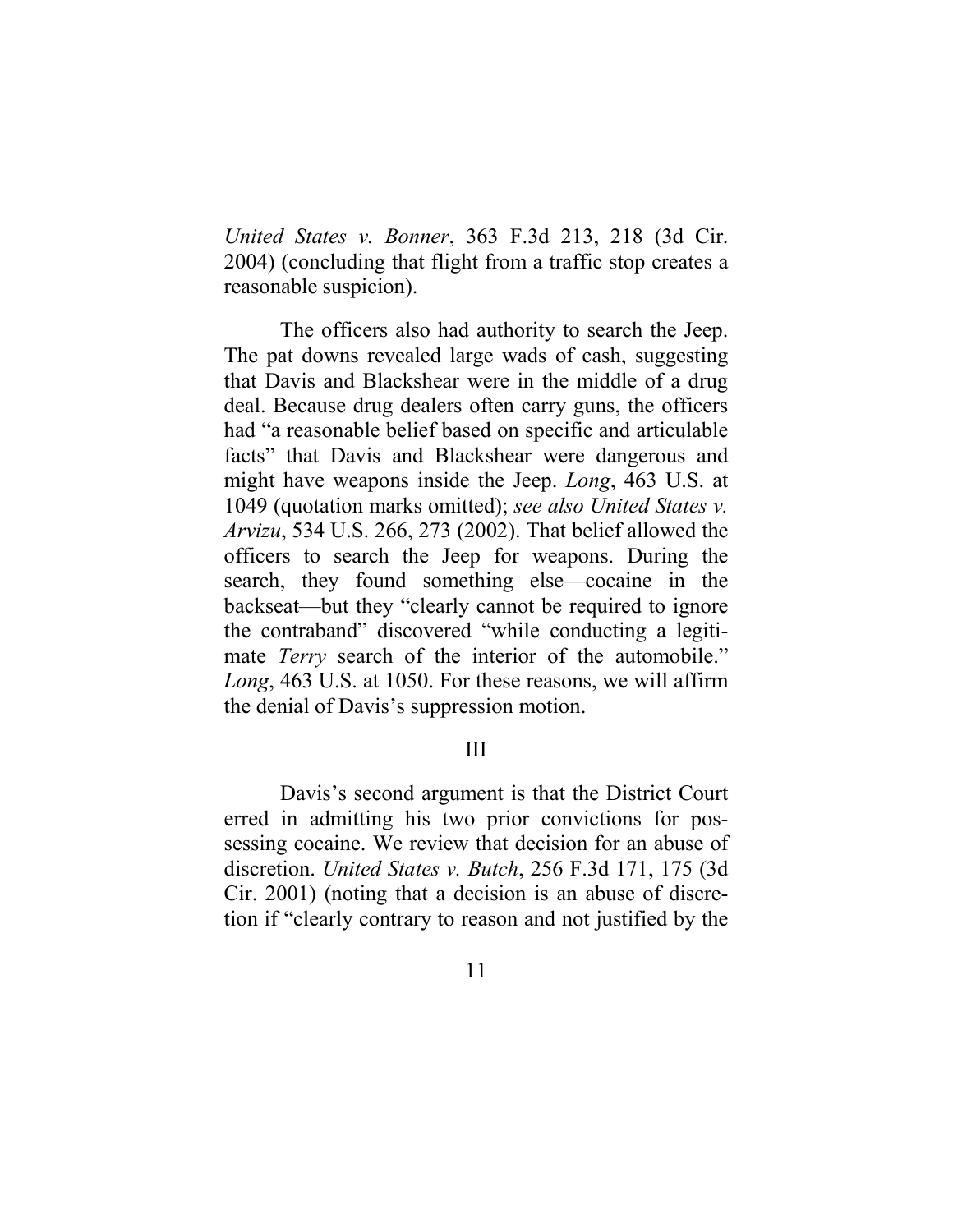*United States v. Bonner*, 363 F.3d 213, 218 (3d Cir. 2004) (concluding that flight from a traffic stop creates a reasonable suspicion).

The officers also had authority to search the Jeep. The pat downs revealed large wads of cash, suggesting that Davis and Blackshear were in the middle of a drug deal. Because drug dealers often carry guns, the officers had "a reasonable belief based on specific and articulable facts" that Davis and Blackshear were dangerous and might have weapons inside the Jeep. *Long*, 463 U.S. at 1049 (quotation marks omitted); *see also United States v. Arvizu*, 534 U.S. 266, 273 (2002). That belief allowed the officers to search the Jeep for weapons. During the search, they found something else—cocaine in the backseat—but they "clearly cannot be required to ignore the contraband" discovered "while conducting a legitimate *Terry* search of the interior of the automobile." *Long*, 463 U.S. at 1050. For these reasons, we will affirm the denial of Davis's suppression motion.

## III

Davis's second argument is that the District Court erred in admitting his two prior convictions for possessing cocaine. We review that decision for an abuse of discretion. *United States v. Butch*, 256 F.3d 171, 175 (3d Cir. 2001) (noting that a decision is an abuse of discretion if "clearly contrary to reason and not justified by the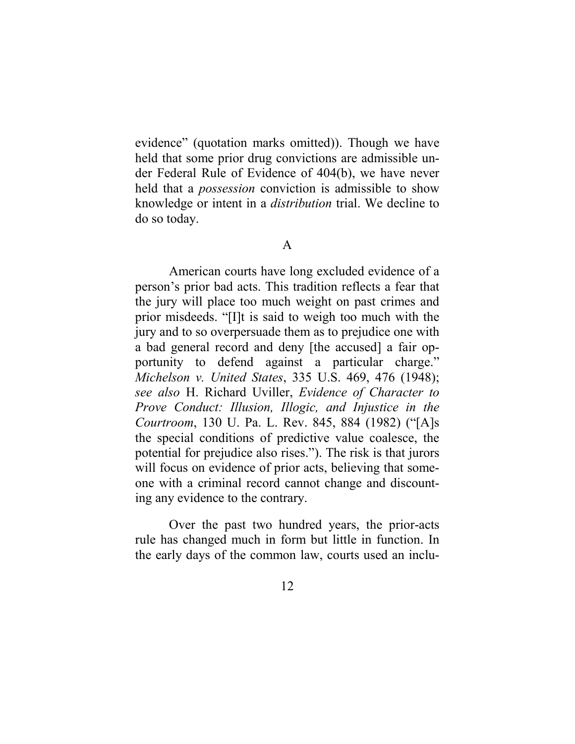evidence" (quotation marks omitted)). Though we have held that some prior drug convictions are admissible under Federal Rule of Evidence of 404(b), we have never held that a *possession* conviction is admissible to show knowledge or intent in a *distribution* trial. We decline to do so today.

## A

American courts have long excluded evidence of a person's prior bad acts. This tradition reflects a fear that the jury will place too much weight on past crimes and prior misdeeds. "[I]t is said to weigh too much with the jury and to so overpersuade them as to prejudice one with a bad general record and deny [the accused] a fair opportunity to defend against a particular charge." *Michelson v. United States*, 335 U.S. 469, 476 (1948); *see also* H. Richard Uviller, *Evidence of Character to Prove Conduct: Illusion, Illogic, and Injustice in the Courtroom*, 130 U. Pa. L. Rev. 845, 884 (1982) ("[A]s the special conditions of predictive value coalesce, the potential for prejudice also rises."). The risk is that jurors will focus on evidence of prior acts, believing that someone with a criminal record cannot change and discounting any evidence to the contrary.

Over the past two hundred years, the prior-acts rule has changed much in form but little in function. In the early days of the common law, courts used an inclu-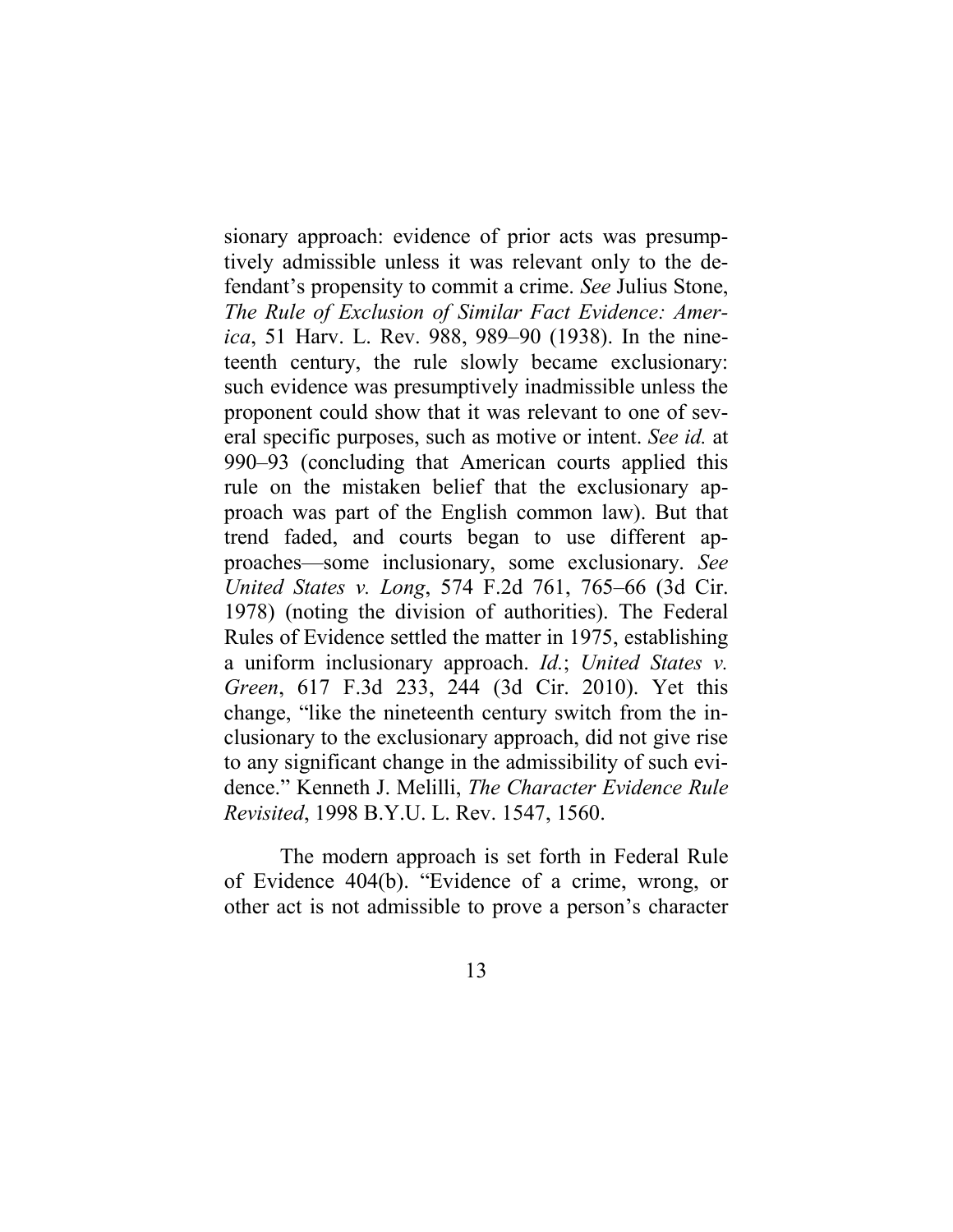sionary approach: evidence of prior acts was presumptively admissible unless it was relevant only to the defendant's propensity to commit a crime. *See* Julius Stone, *The Rule of Exclusion of Similar Fact Evidence: America*, 51 Harv. L. Rev. 988, 989–90 (1938). In the nineteenth century, the rule slowly became exclusionary: such evidence was presumptively inadmissible unless the proponent could show that it was relevant to one of several specific purposes, such as motive or intent. *See id.* at 990–93 (concluding that American courts applied this rule on the mistaken belief that the exclusionary approach was part of the English common law). But that trend faded, and courts began to use different approaches—some inclusionary, some exclusionary. *See United States v. Long*, 574 F.2d 761, 765–66 (3d Cir. 1978) (noting the division of authorities). The Federal Rules of Evidence settled the matter in 1975, establishing a uniform inclusionary approach. *Id.*; *United States v. Green*, 617 F.3d 233, 244 (3d Cir. 2010). Yet this change, "like the nineteenth century switch from the inclusionary to the exclusionary approach, did not give rise to any significant change in the admissibility of such evidence." Kenneth J. Melilli, *The Character Evidence Rule Revisited*, 1998 B.Y.U. L. Rev. 1547, 1560.

The modern approach is set forth in Federal Rule of Evidence 404(b). "Evidence of a crime, wrong, or other act is not admissible to prove a person's character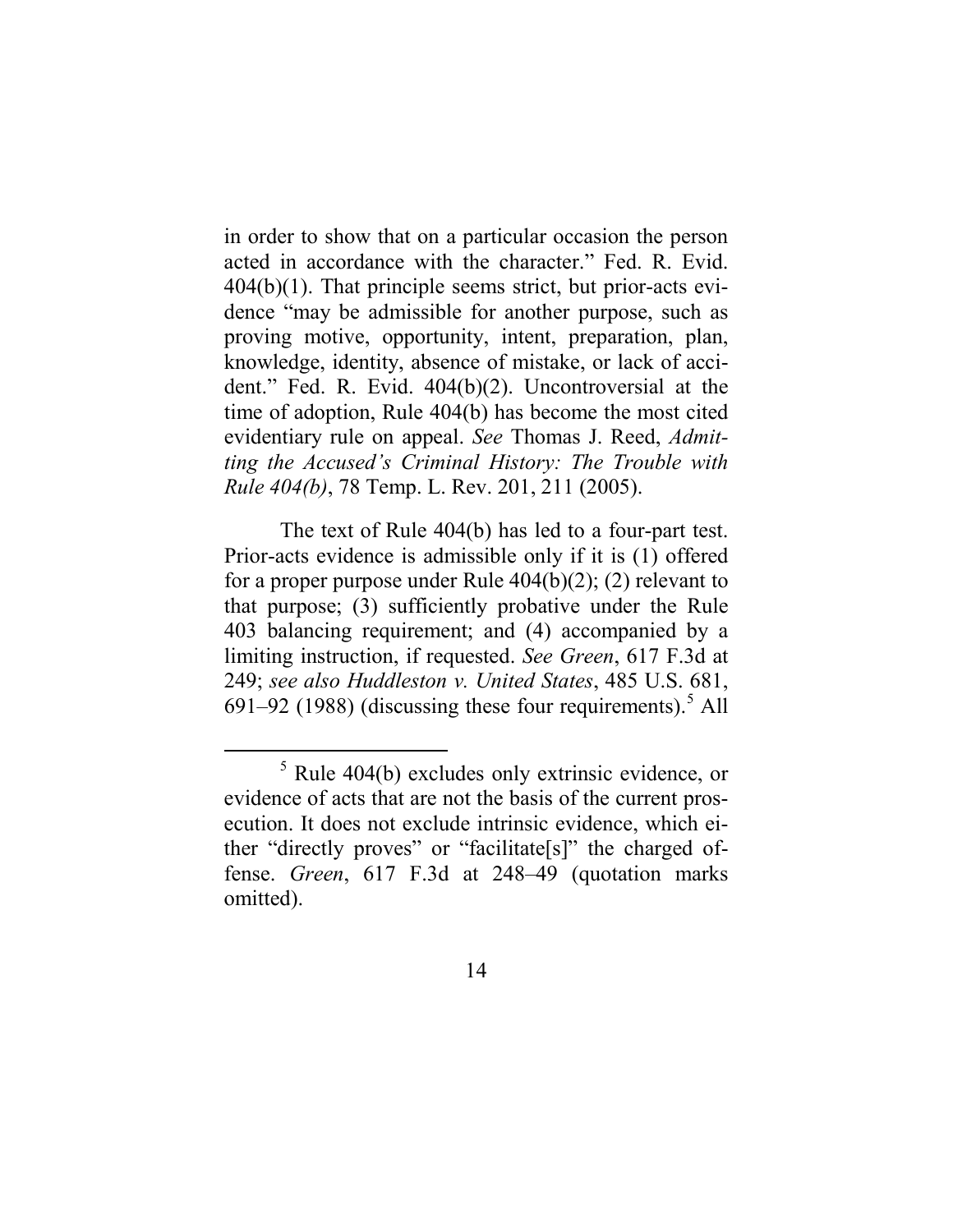in order to show that on a particular occasion the person acted in accordance with the character." Fed. R. Evid. 404(b)(1). That principle seems strict, but prior-acts evidence "may be admissible for another purpose, such as proving motive, opportunity, intent, preparation, plan, knowledge, identity, absence of mistake, or lack of accident." Fed. R. Evid. 404(b)(2). Uncontroversial at the time of adoption, Rule 404(b) has become the most cited evidentiary rule on appeal. *See* Thomas J. Reed, *Admitting the Accused's Criminal History: The Trouble with Rule 404(b)*, 78 Temp. L. Rev. 201, 211 (2005).

The text of Rule 404(b) has led to a four-part test. Prior-acts evidence is admissible only if it is (1) offered for a proper purpose under Rule 404(b)(2); (2) relevant to that purpose; (3) sufficiently probative under the Rule 403 balancing requirement; and (4) accompanied by a limiting instruction, if requested. *See Green*, 617 F.3d at 249; *see also Huddleston v. United States*, 485 U.S. 681, 691–92 (1988) (discussing these four requirements).[5] All

---

[5] Rule 404(b) excludes only extrinsic evidence, or evidence of acts that are not the basis of the current prosecution. It does not exclude intrinsic evidence, which either "directly proves" or "facilitate[s]" the charged offense. *Green*, 617 F.3d at 248–49 (quotation marks omitted).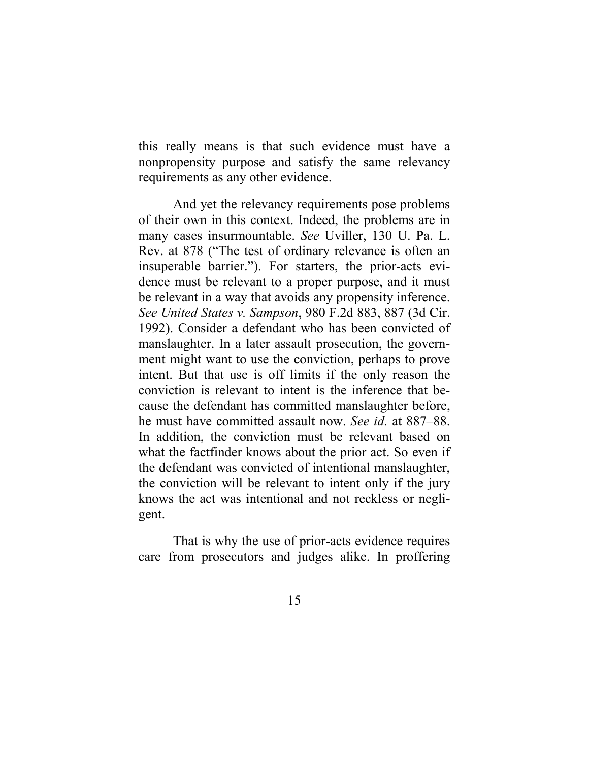this really means is that such evidence must have a nonpropensity purpose and satisfy the same relevancy requirements as any other evidence.

And yet the relevancy requirements pose problems of their own in this context. Indeed, the problems are in many cases insurmountable. *See* Uviller, 130 U. Pa. L. Rev. at 878 ("The test of ordinary relevance is often an insuperable barrier."). For starters, the prior-acts evidence must be relevant to a proper purpose, and it must be relevant in a way that avoids any propensity inference. *See United States v. Sampson*, 980 F.2d 883, 887 (3d Cir. 1992). Consider a defendant who has been convicted of manslaughter. In a later assault prosecution, the government might want to use the conviction, perhaps to prove intent. But that use is off limits if the only reason the conviction is relevant to intent is the inference that because the defendant has committed manslaughter before, he must have committed assault now. *See id.* at 887–88. In addition, the conviction must be relevant based on what the factfinder knows about the prior act. So even if the defendant was convicted of intentional manslaughter, the conviction will be relevant to intent only if the jury knows the act was intentional and not reckless or negligent.

That is why the use of prior-acts evidence requires care from prosecutors and judges alike. In proffering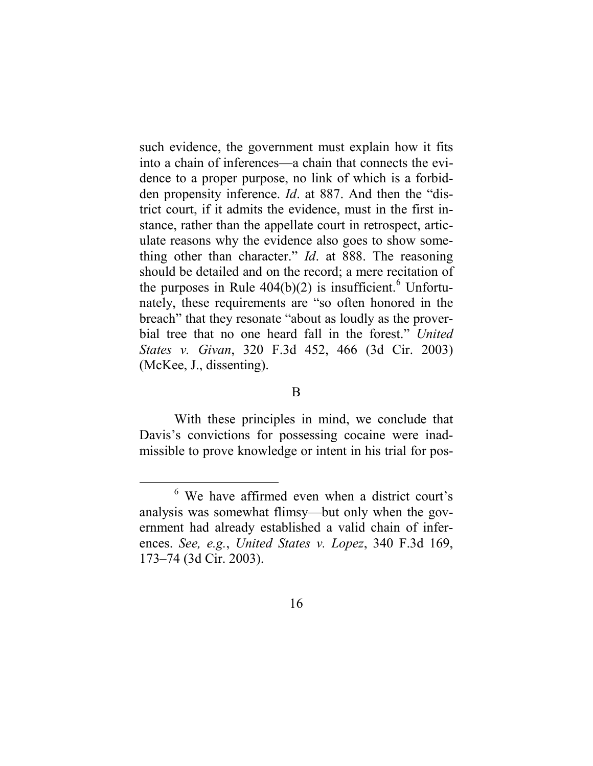such evidence, the government must explain how it fits into a chain of inferences—a chain that connects the evidence to a proper purpose, no link of which is a forbidden propensity inference. *Id*. at 887. And then the "district court, if it admits the evidence, must in the first instance, rather than the appellate court in retrospect, articulate reasons why the evidence also goes to show something other than character." *Id*. at 888. The reasoning should be detailed and on the record; a mere recitation of the purposes in Rule 404(b)(2) is insufficient.[6] Unfortunately, these requirements are "so often honored in the breach" that they resonate "about as loudly as the proverbial tree that no one heard fall in the forest." *United States v. Givan*, 320 F.3d 452, 466 (3d Cir. 2003) (McKee, J., dissenting).

## B

With these principles in mind, we conclude that Davis's convictions for possessing cocaine were inadmissible to prove knowledge or intent in his trial for pos-

---

[6] We have affirmed even when a district court's analysis was somewhat flimsy—but only when the government had already established a valid chain of inferences. *See, e.g.*, *United States v. Lopez*, 340 F.3d 169, 173–74 (3d Cir. 2003).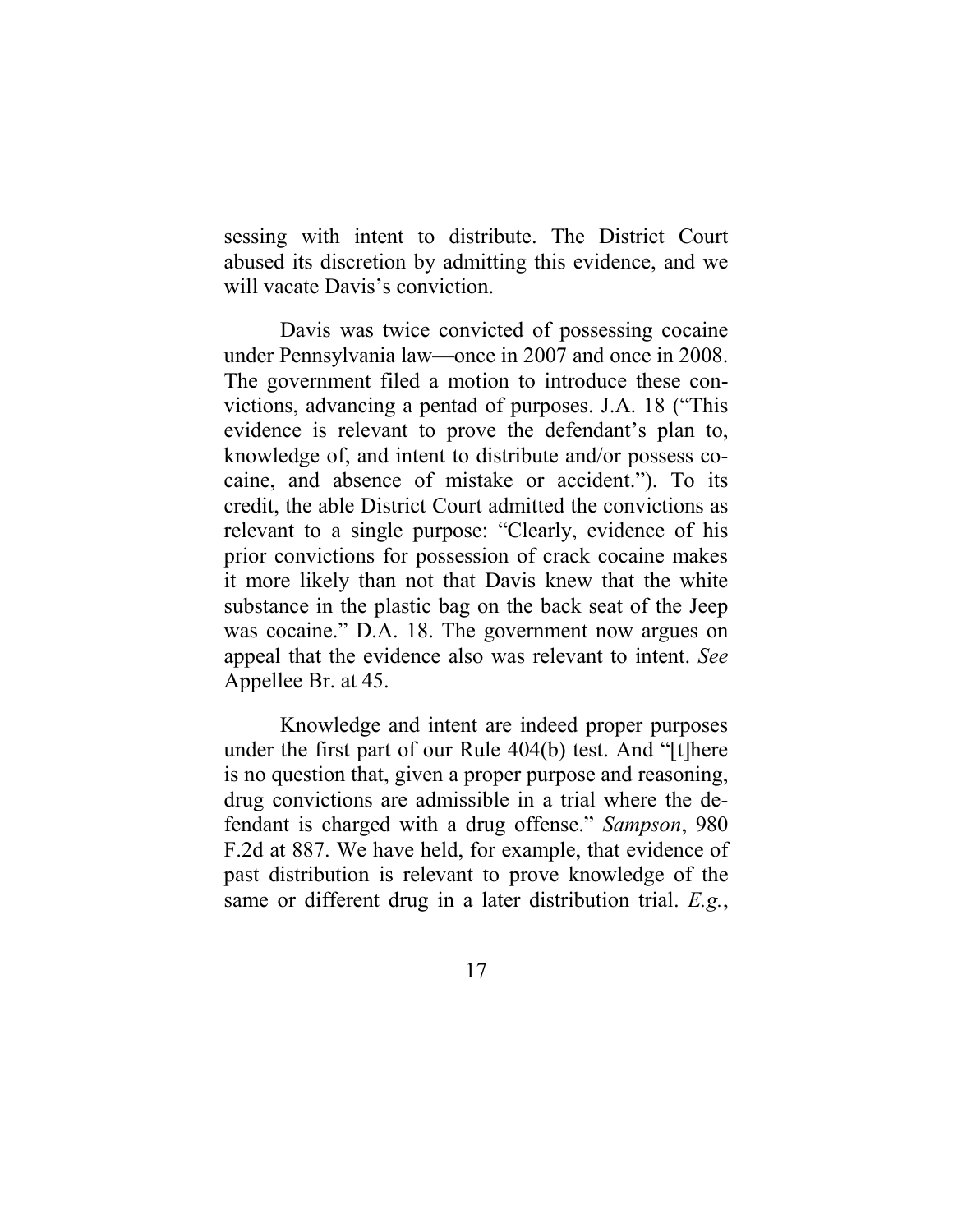sessing with intent to distribute. The District Court abused its discretion by admitting this evidence, and we will vacate Davis's conviction.

Davis was twice convicted of possessing cocaine under Pennsylvania law—once in 2007 and once in 2008. The government filed a motion to introduce these convictions, advancing a pentad of purposes. J.A. 18 ("This evidence is relevant to prove the defendant's plan to, knowledge of, and intent to distribute and/or possess cocaine, and absence of mistake or accident."). To its credit, the able District Court admitted the convictions as relevant to a single purpose: "Clearly, evidence of his prior convictions for possession of crack cocaine makes it more likely than not that Davis knew that the white substance in the plastic bag on the back seat of the Jeep was cocaine." D.A. 18. The government now argues on appeal that the evidence also was relevant to intent. *See* Appellee Br. at 45.

Knowledge and intent are indeed proper purposes under the first part of our Rule 404(b) test. And "[t]here is no question that, given a proper purpose and reasoning, drug convictions are admissible in a trial where the defendant is charged with a drug offense." *Sampson*, 980 F.2d at 887. We have held, for example, that evidence of past distribution is relevant to prove knowledge of the same or different drug in a later distribution trial. *E.g.*,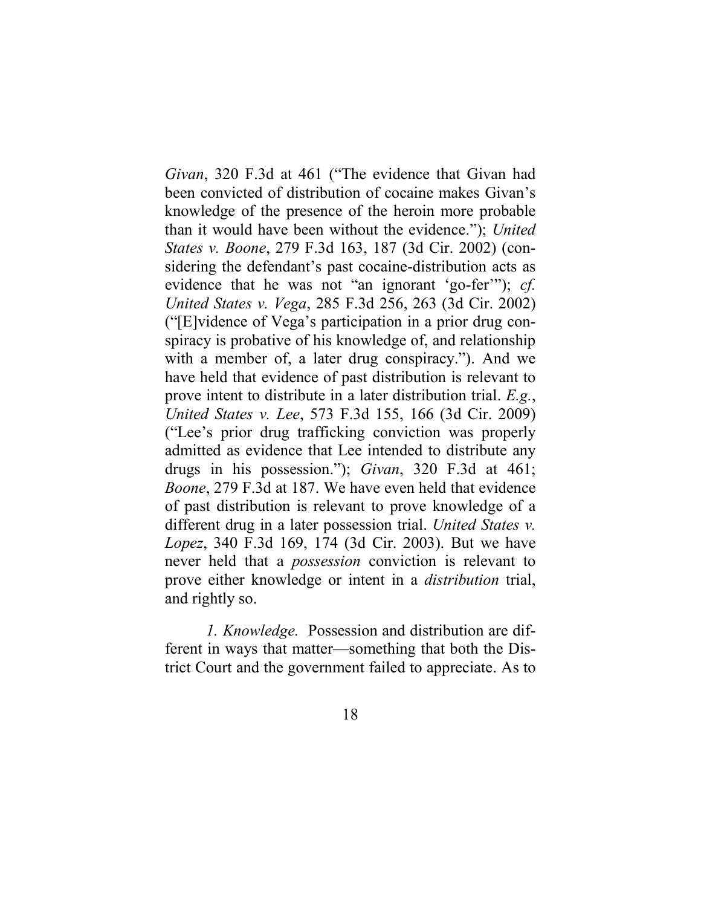*Givan*, 320 F.3d at 461 ("The evidence that Givan had been convicted of distribution of cocaine makes Givan's knowledge of the presence of the heroin more probable than it would have been without the evidence."); *United States v. Boone*, 279 F.3d 163, 187 (3d Cir. 2002) (considering the defendant's past cocaine-distribution acts as evidence that he was not "an ignorant 'go-fer'"); *cf. United States v. Vega*, 285 F.3d 256, 263 (3d Cir. 2002) ("[E]vidence of Vega's participation in a prior drug conspiracy is probative of his knowledge of, and relationship with a member of, a later drug conspiracy."). And we have held that evidence of past distribution is relevant to prove intent to distribute in a later distribution trial. *E.g.*, *United States v. Lee*, 573 F.3d 155, 166 (3d Cir. 2009) ("Lee's prior drug trafficking conviction was properly admitted as evidence that Lee intended to distribute any drugs in his possession."); *Givan*, 320 F.3d at 461; *Boone*, 279 F.3d at 187. We have even held that evidence of past distribution is relevant to prove knowledge of a different drug in a later possession trial. *United States v. Lopez*, 340 F.3d 169, 174 (3d Cir. 2003). But we have never held that a *possession* conviction is relevant to prove either knowledge or intent in a *distribution* trial, and rightly so.

*1. Knowledge.* Possession and distribution are different in ways that matter—something that both the District Court and the government failed to appreciate. As to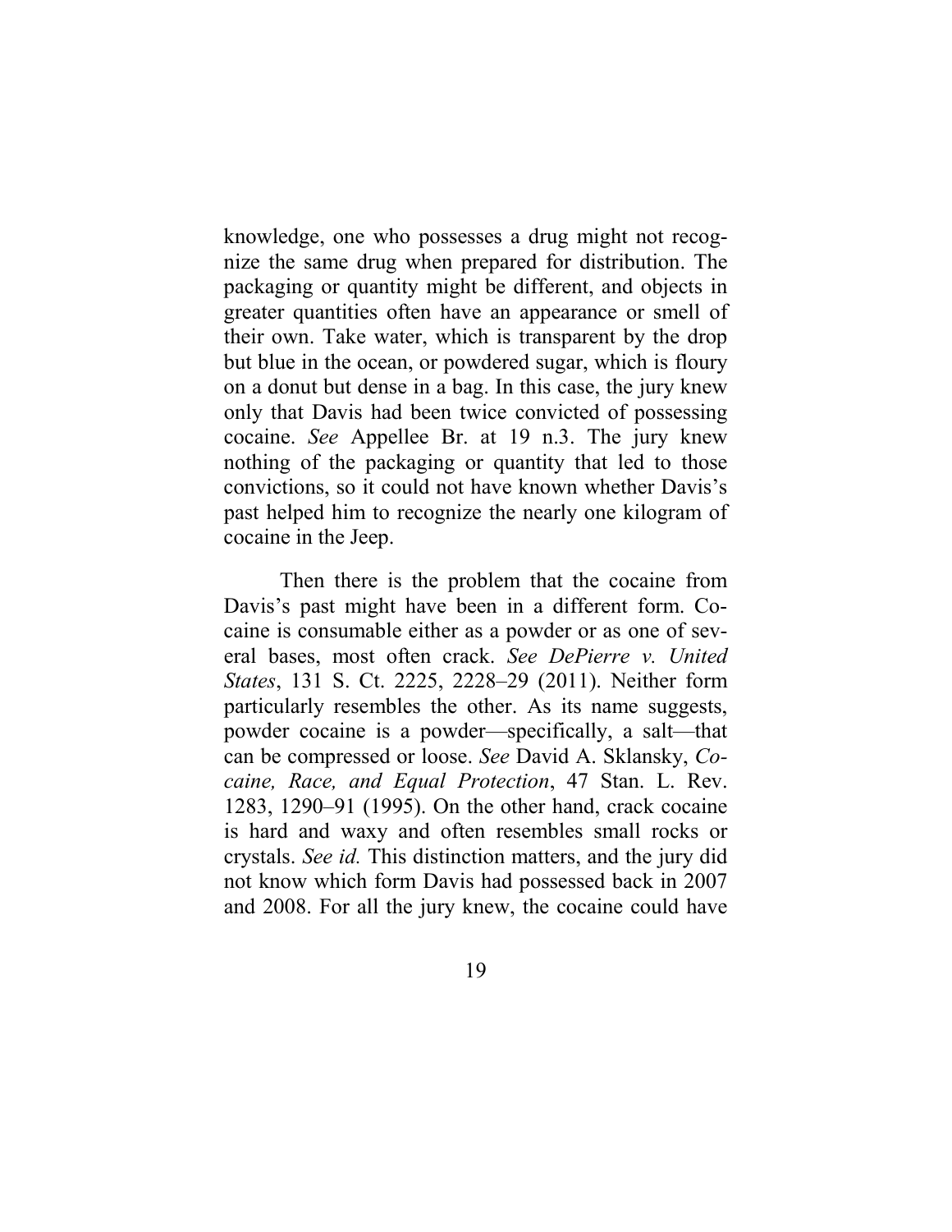knowledge, one who possesses a drug might not recognize the same drug when prepared for distribution. The packaging or quantity might be different, and objects in greater quantities often have an appearance or smell of their own. Take water, which is transparent by the drop but blue in the ocean, or powdered sugar, which is floury on a donut but dense in a bag. In this case, the jury knew only that Davis had been twice convicted of possessing cocaine. *See* Appellee Br. at 19 n.3. The jury knew nothing of the packaging or quantity that led to those convictions, so it could not have known whether Davis's past helped him to recognize the nearly one kilogram of cocaine in the Jeep.

Then there is the problem that the cocaine from Davis's past might have been in a different form. Cocaine is consumable either as a powder or as one of several bases, most often crack. *See DePierre v. United States*, 131 S. Ct. 2225, 2228–29 (2011). Neither form particularly resembles the other. As its name suggests, powder cocaine is a powder—specifically, a salt—that can be compressed or loose. *See* David A. Sklansky, *Cocaine, Race, and Equal Protection*, 47 Stan. L. Rev. 1283, 1290–91 (1995). On the other hand, crack cocaine is hard and waxy and often resembles small rocks or crystals. *See id.* This distinction matters, and the jury did not know which form Davis had possessed back in 2007 and 2008. For all the jury knew, the cocaine could have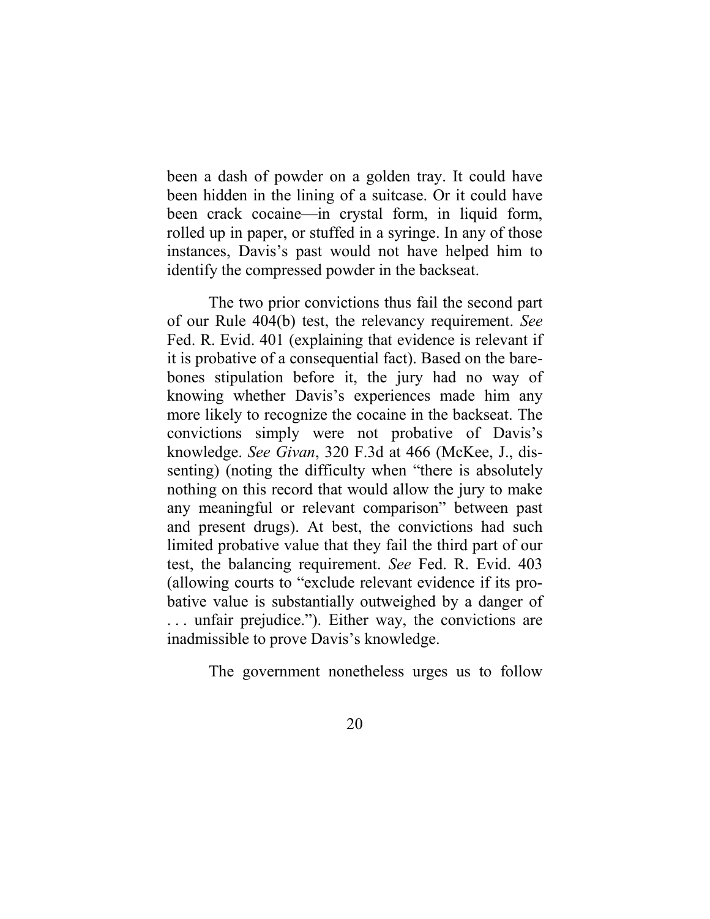been a dash of powder on a golden tray. It could have been hidden in the lining of a suitcase. Or it could have been crack cocaine—in crystal form, in liquid form, rolled up in paper, or stuffed in a syringe. In any of those instances, Davis's past would not have helped him to identify the compressed powder in the backseat.

The two prior convictions thus fail the second part of our Rule 404(b) test, the relevancy requirement. *See* Fed. R. Evid. 401 (explaining that evidence is relevant if it is probative of a consequential fact). Based on the bare-bones stipulation before it, the jury had no way of knowing whether Davis's experiences made him any more likely to recognize the cocaine in the backseat. The convictions simply were not probative of Davis's knowledge. *See Givan*, 320 F.3d at 466 (McKee, J., dissenting) (noting the difficulty when "there is absolutely nothing on this record that would allow the jury to make any meaningful or relevant comparison" between past and present drugs). At best, the convictions had such limited probative value that they fail the third part of our test, the balancing requirement. *See* Fed. R. Evid. 403 (allowing courts to "exclude relevant evidence if its probative value is substantially outweighed by a danger of . . . unfair prejudice."). Either way, the convictions are inadmissible to prove Davis's knowledge.

The government nonetheless urges us to follow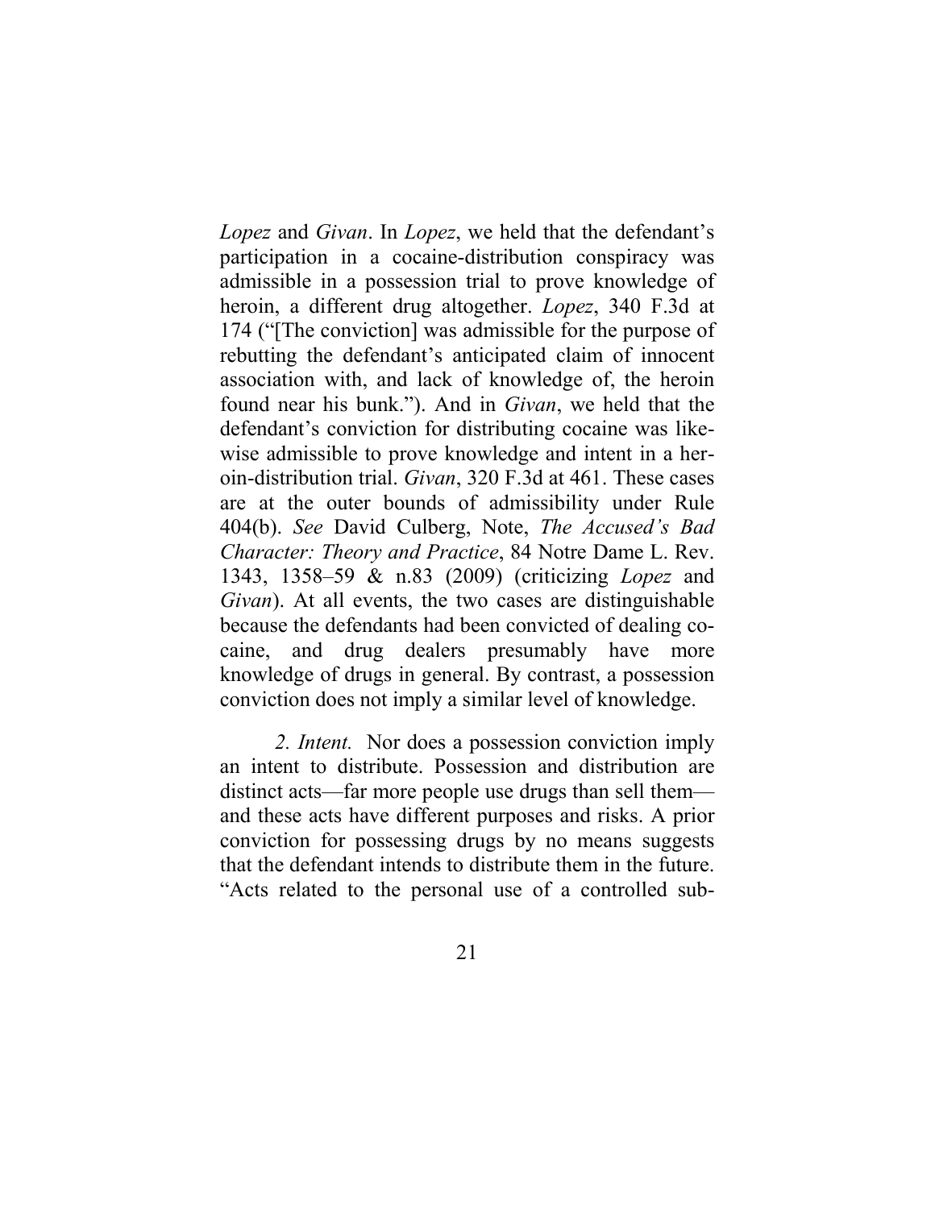*Lopez* and *Givan*. In *Lopez*, we held that the defendant's participation in a cocaine-distribution conspiracy was admissible in a possession trial to prove knowledge of heroin, a different drug altogether. *Lopez*, 340 F.3d at 174 ("[The conviction] was admissible for the purpose of rebutting the defendant's anticipated claim of innocent association with, and lack of knowledge of, the heroin found near his bunk."). And in *Givan*, we held that the defendant's conviction for distributing cocaine was likewise admissible to prove knowledge and intent in a heroin-distribution trial. *Givan*, 320 F.3d at 461. These cases are at the outer bounds of admissibility under Rule 404(b). *See* David Culberg, Note, *The Accused's Bad Character: Theory and Practice*, 84 Notre Dame L. Rev. 1343, 1358–59 & n.83 (2009) (criticizing *Lopez* and *Givan*). At all events, the two cases are distinguishable because the defendants had been convicted of dealing cocaine, and drug dealers presumably have more knowledge of drugs in general. By contrast, a possession conviction does not imply a similar level of knowledge.

*2. Intent.* Nor does a possession conviction imply an intent to distribute. Possession and distribution are distinct acts—far more people use drugs than sell them—and these acts have different purposes and risks. A prior conviction for possessing drugs by no means suggests that the defendant intends to distribute them in the future. "Acts related to the personal use of a controlled sub-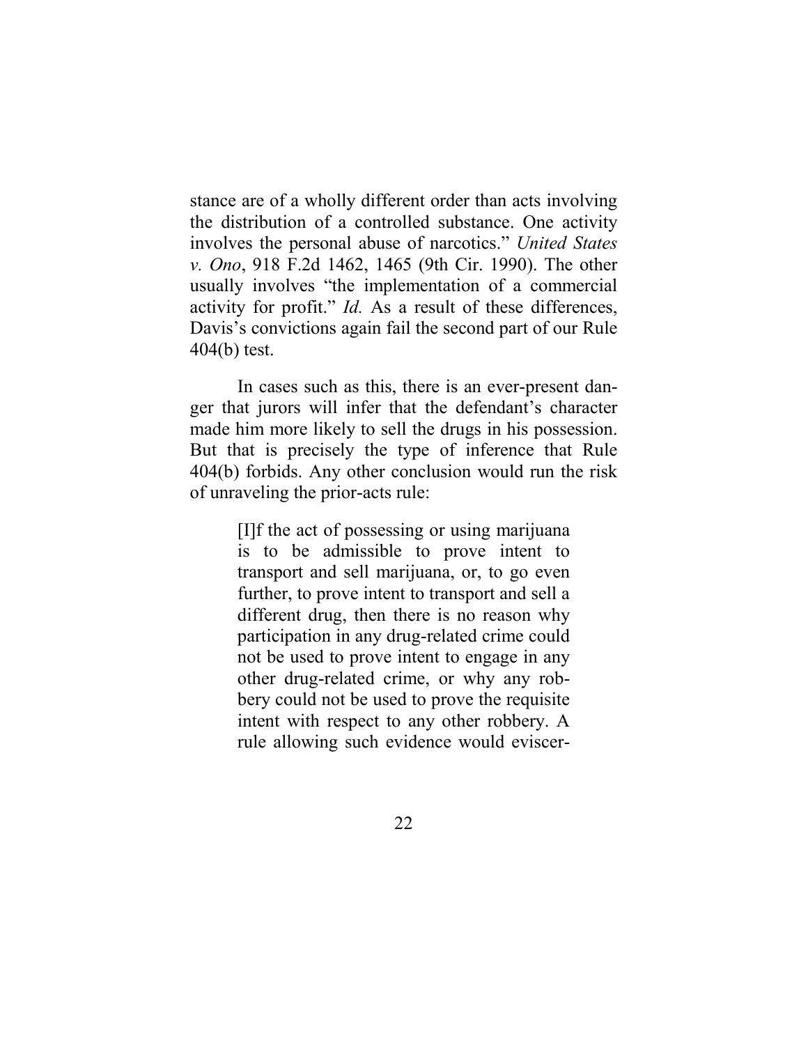stance are of a wholly different order than acts involving the distribution of a controlled substance. One activity involves the personal abuse of narcotics." *United States v. Ono*, 918 F.2d 1462, 1465 (9th Cir. 1990). The other usually involves "the implementation of a commercial activity for profit." *Id.* As a result of these differences, Davis's convictions again fail the second part of our Rule 404(b) test.

In cases such as this, there is an ever-present danger that jurors will infer that the defendant's character made him more likely to sell the drugs in his possession. But that is precisely the type of inference that Rule 404(b) forbids. Any other conclusion would run the risk of unraveling the prior-acts rule:

> [I]f the act of possessing or using marijuana is to be admissible to prove intent to transport and sell marijuana, or, to go even further, to prove intent to transport and sell a different drug, then there is no reason why participation in any drug-related crime could not be used to prove intent to engage in any other drug-related crime, or why any robbery could not be used to prove the requisite intent with respect to any other robbery. A rule allowing such evidence would eviscer-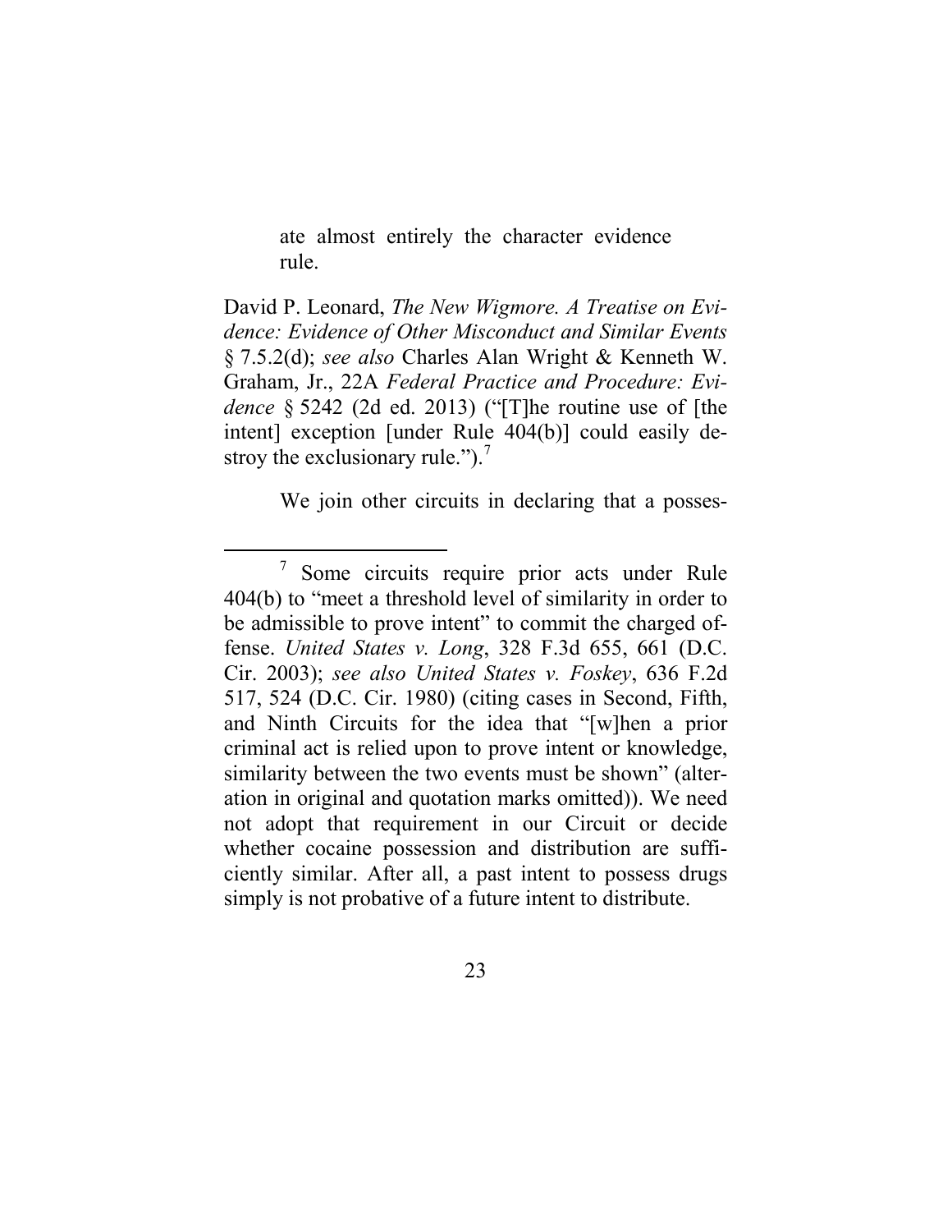ate almost entirely the character evidence rule.

David P. Leonard, *The New Wigmore. A Treatise on Evidence: Evidence of Other Misconduct and Similar Events* § 7.5.2(d); *see also* Charles Alan Wright & Kenneth W. Graham, Jr., 22A *Federal Practice and Procedure: Evidence* § 5242 (2d ed. 2013) ("[T]he routine use of [the intent] exception [under Rule 404(b)] could easily destroy the exclusionary rule.").[7]

We join other circuits in declaring that a posses-

[7] Some circuits require prior acts under Rule 404(b) to "meet a threshold level of similarity in order to be admissible to prove intent" to commit the charged offense. *United States v. Long*, 328 F.3d 655, 661 (D.C. Cir. 2003); *see also United States v. Foskey*, 636 F.2d 517, 524 (D.C. Cir. 1980) (citing cases in Second, Fifth, and Ninth Circuits for the idea that "[w]hen a prior criminal act is relied upon to prove intent or knowledge, similarity between the two events must be shown" (alteration in original and quotation marks omitted)). We need not adopt that requirement in our Circuit or decide whether cocaine possession and distribution are sufficiently similar. After all, a past intent to possess drugs simply is not probative of a future intent to distribute.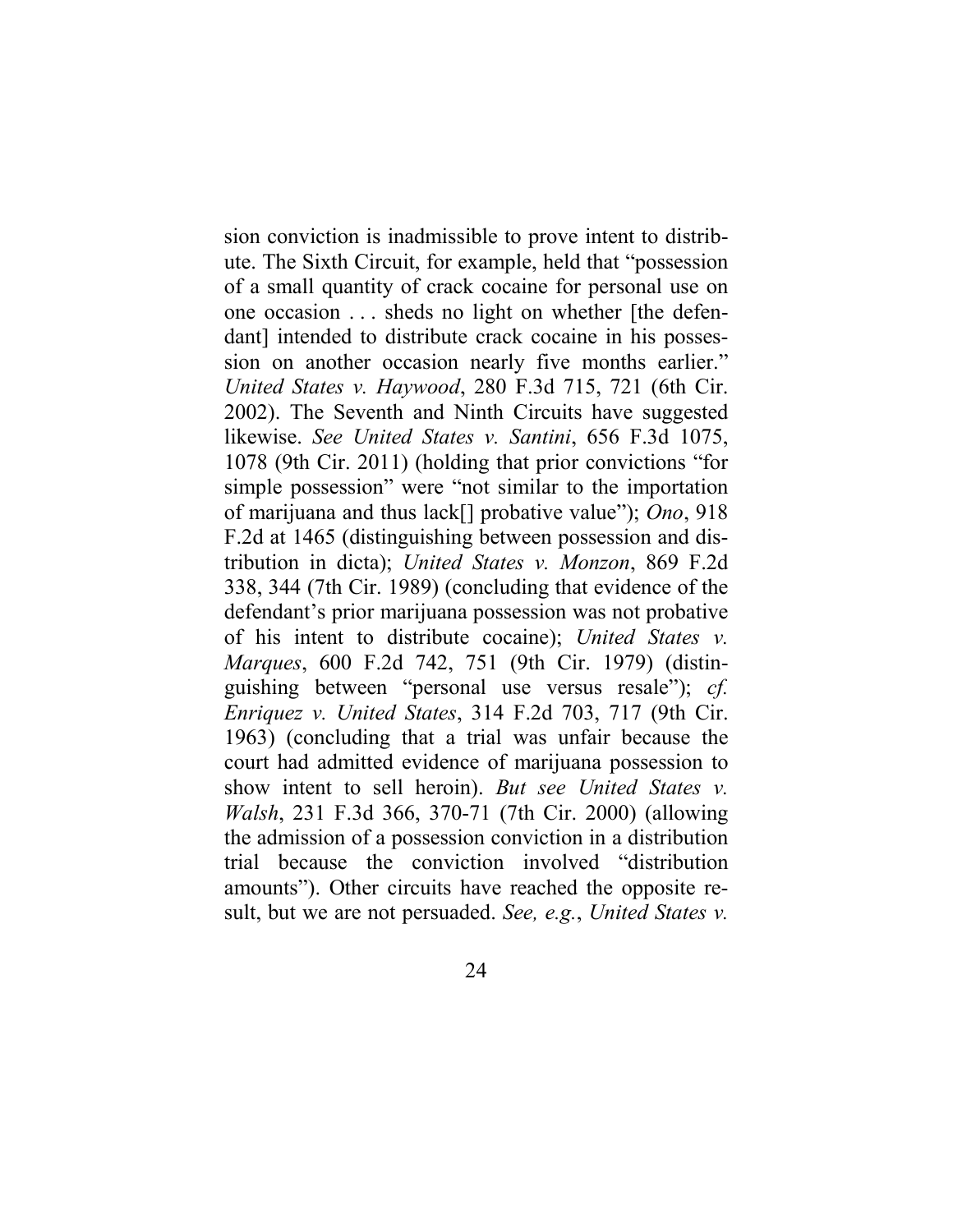sion conviction is inadmissible to prove intent to distribute. The Sixth Circuit, for example, held that "possession of a small quantity of crack cocaine for personal use on one occasion . . . sheds no light on whether [the defendant] intended to distribute crack cocaine in his possession on another occasion nearly five months earlier." *United States v. Haywood*, 280 F.3d 715, 721 (6th Cir. 2002). The Seventh and Ninth Circuits have suggested likewise. *See United States v. Santini*, 656 F.3d 1075, 1078 (9th Cir. 2011) (holding that prior convictions "for simple possession" were "not similar to the importation of marijuana and thus lack[] probative value"); *Ono*, 918 F.2d at 1465 (distinguishing between possession and distribution in dicta); *United States v. Monzon*, 869 F.2d 338, 344 (7th Cir. 1989) (concluding that evidence of the defendant's prior marijuana possession was not probative of his intent to distribute cocaine); *United States v. Marques*, 600 F.2d 742, 751 (9th Cir. 1979) (distinguishing between "personal use versus resale"); *cf. Enriquez v. United States*, 314 F.2d 703, 717 (9th Cir. 1963) (concluding that a trial was unfair because the court had admitted evidence of marijuana possession to show intent to sell heroin). *But see United States v. Walsh*, 231 F.3d 366, 370-71 (7th Cir. 2000) (allowing the admission of a possession conviction in a distribution trial because the conviction involved "distribution amounts"). Other circuits have reached the opposite result, but we are not persuaded. *See, e.g.*, *United States v.*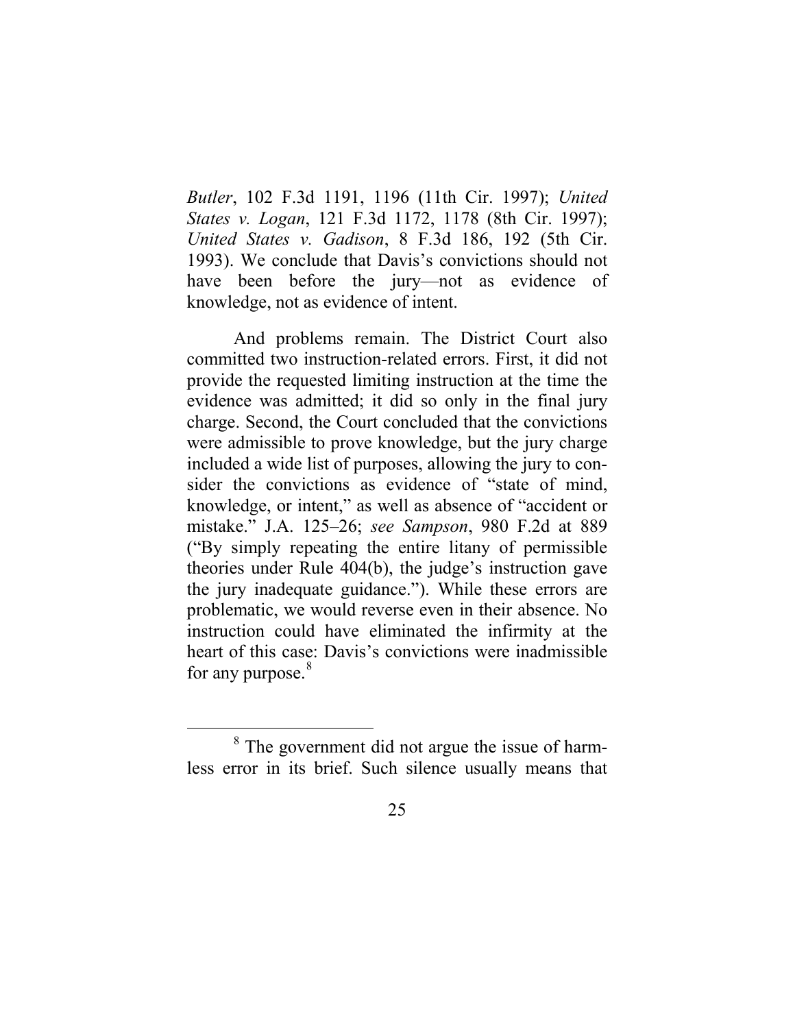*Butler*, 102 F.3d 1191, 1196 (11th Cir. 1997); *United States v. Logan*, 121 F.3d 1172, 1178 (8th Cir. 1997); *United States v. Gadison*, 8 F.3d 186, 192 (5th Cir. 1993). We conclude that Davis's convictions should not have been before the jury—not as evidence of knowledge, not as evidence of intent.

And problems remain. The District Court also committed two instruction-related errors. First, it did not provide the requested limiting instruction at the time the evidence was admitted; it did so only in the final jury charge. Second, the Court concluded that the convictions were admissible to prove knowledge, but the jury charge included a wide list of purposes, allowing the jury to consider the convictions as evidence of "state of mind, knowledge, or intent," as well as absence of "accident or mistake." J.A. 125–26; *see Sampson*, 980 F.2d at 889 ("By simply repeating the entire litany of permissible theories under Rule 404(b), the judge's instruction gave the jury inadequate guidance."). While these errors are problematic, we would reverse even in their absence. No instruction could have eliminated the infirmity at the heart of this case: Davis's convictions were inadmissible for any purpose.[8]

---

[8] The government did not argue the issue of harmless error in its brief. Such silence usually means that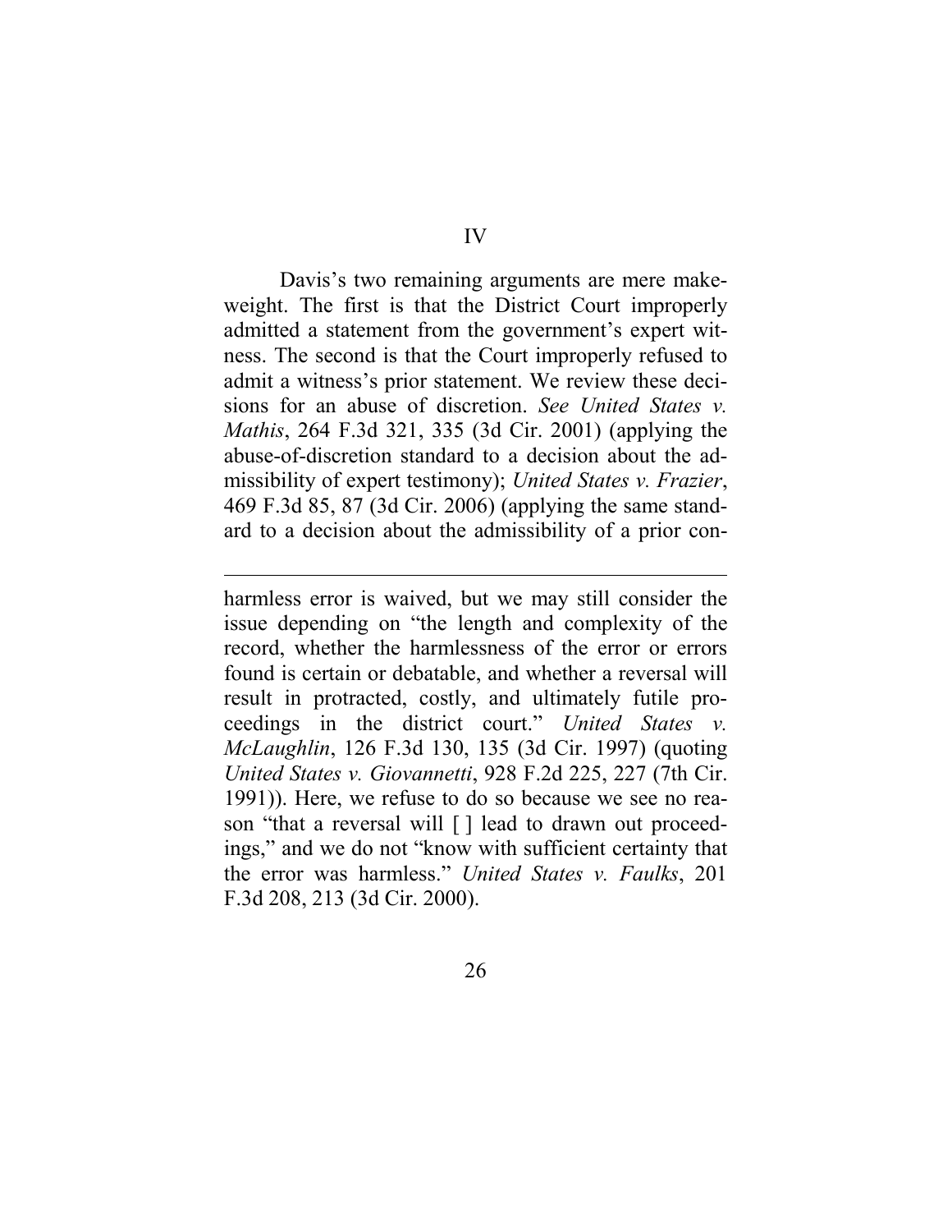## IV

Davis's two remaining arguments are mere makeweight. The first is that the District Court improperly admitted a statement from the government's expert witness. The second is that the Court improperly refused to admit a witness's prior statement. We review these decisions for an abuse of discretion. *See United States v. Mathis*, 264 F.3d 321, 335 (3d Cir. 2001) (applying the abuse-of-discretion standard to a decision about the admissibility of expert testimony); *United States v. Frazier*, 469 F.3d 85, 87 (3d Cir. 2006) (applying the same standard to a decision about the admissibility of a prior con-

---

harmless error is waived, but we may still consider the issue depending on "the length and complexity of the record, whether the harmlessness of the error or errors found is certain or debatable, and whether a reversal will result in protracted, costly, and ultimately futile proceedings in the district court." *United States v. McLaughlin*, 126 F.3d 130, 135 (3d Cir. 1997) (quoting *United States v. Giovannetti*, 928 F.2d 225, 227 (7th Cir. 1991)). Here, we refuse to do so because we see no reason "that a reversal will [ ] lead to drawn out proceedings," and we do not "know with sufficient certainty that the error was harmless." *United States v. Faulks*, 201 F.3d 208, 213 (3d Cir. 2000).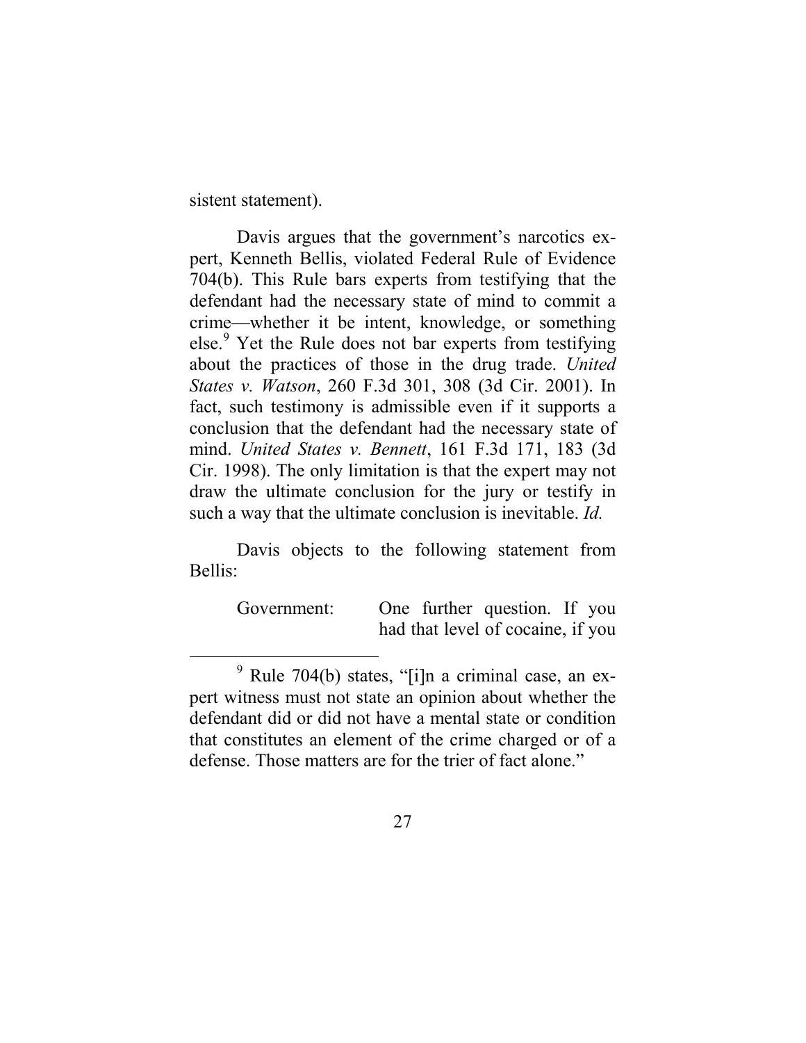sistent statement).

Davis argues that the government's narcotics expert, Kenneth Bellis, violated Federal Rule of Evidence 704(b). This Rule bars experts from testifying that the defendant had the necessary state of mind to commit a crime—whether it be intent, knowledge, or something else.[9] Yet the Rule does not bar experts from testifying about the practices of those in the drug trade. *United States v. Watson*, 260 F.3d 301, 308 (3d Cir. 2001). In fact, such testimony is admissible even if it supports a conclusion that the defendant had the necessary state of mind. *United States v. Bennett*, 161 F.3d 171, 183 (3d Cir. 1998). The only limitation is that the expert may not draw the ultimate conclusion for the jury or testify in such a way that the ultimate conclusion is inevitable. *Id.*

Davis objects to the following statement from Bellis:

> Government: One further question. If you had that level of cocaine, if you

[9] Rule 704(b) states, "[i]n a criminal case, an expert witness must not state an opinion about whether the defendant did or did not have a mental state or condition that constitutes an element of the crime charged or of a defense. Those matters are for the trier of fact alone."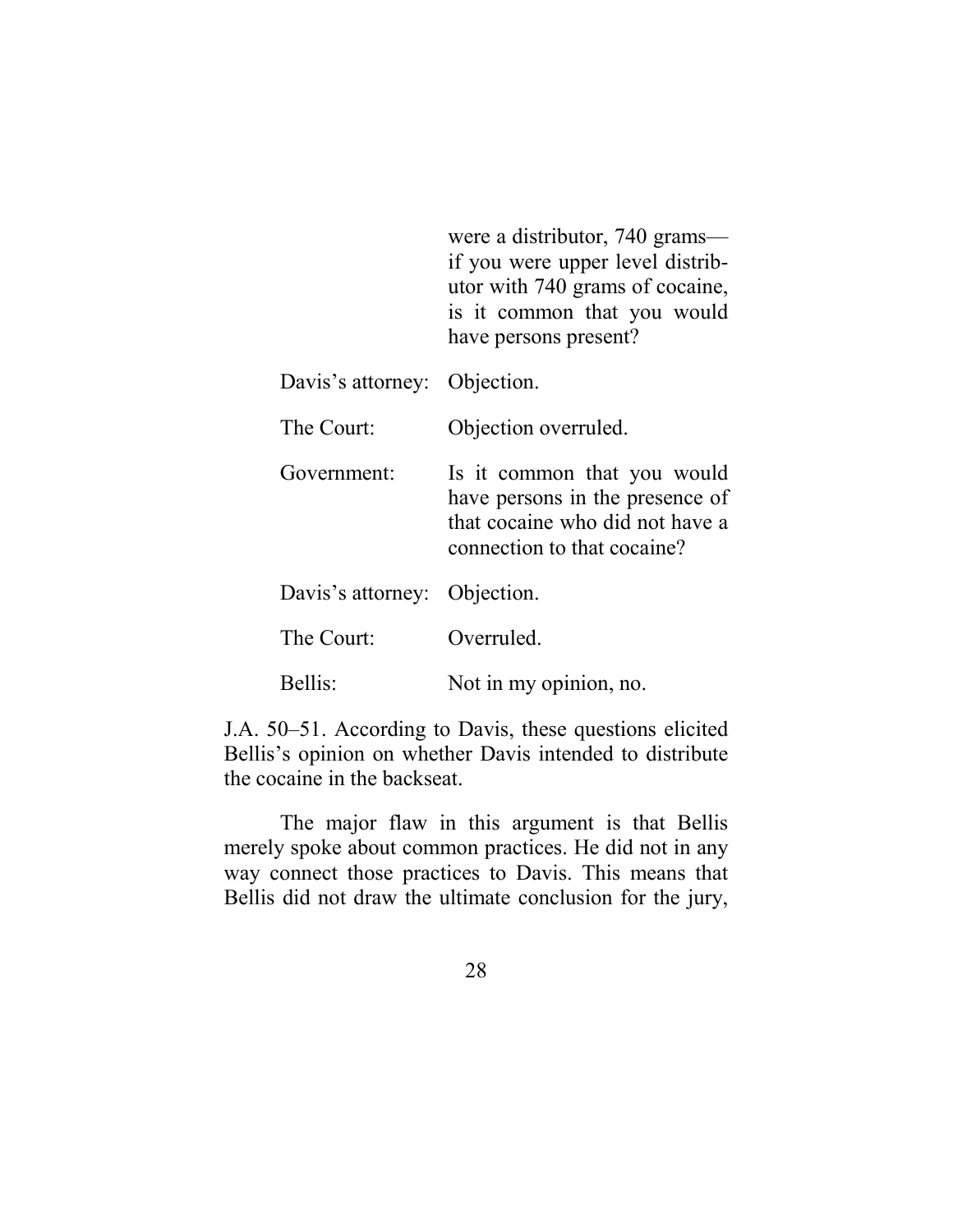| | |
|---|---|
| | were a distributor, 740 grams—if you were upper level distributor with 740 grams of cocaine, is it common that you would have persons present? |
| Davis's attorney: | Objection. |
| The Court: | Objection overruled. |
| Government: | Is it common that you would have persons in the presence of that cocaine who did not have a connection to that cocaine? |
| Davis's attorney: | Objection. |
| The Court: | Overruled. |
| Bellis: | Not in my opinion, no. |

J.A. 50–51. According to Davis, these questions elicited Bellis's opinion on whether Davis intended to distribute the cocaine in the backseat.

The major flaw in this argument is that Bellis merely spoke about common practices. He did not in any way connect those practices to Davis. This means that Bellis did not draw the ultimate conclusion for the jury,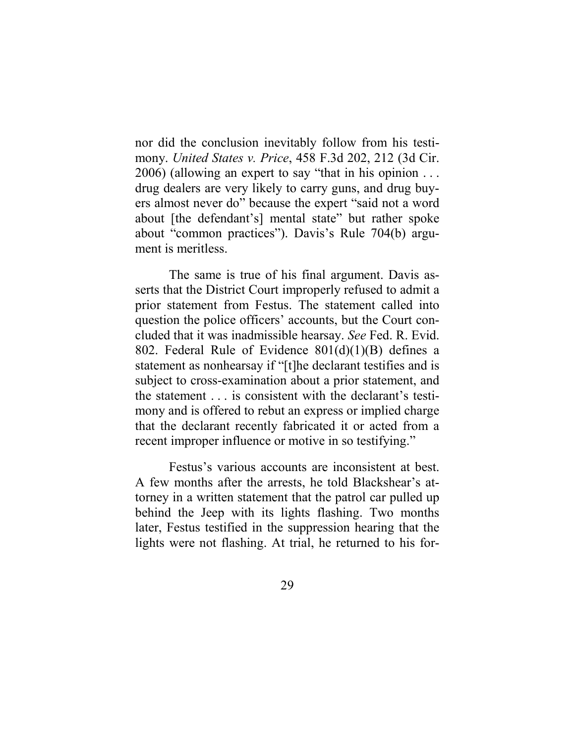nor did the conclusion inevitably follow from his testimony. *United States v. Price*, 458 F.3d 202, 212 (3d Cir. 2006) (allowing an expert to say "that in his opinion . . . drug dealers are very likely to carry guns, and drug buyers almost never do" because the expert "said not a word about [the defendant's] mental state" but rather spoke about "common practices"). Davis's Rule 704(b) argument is meritless.

The same is true of his final argument. Davis asserts that the District Court improperly refused to admit a prior statement from Festus. The statement called into question the police officers' accounts, but the Court concluded that it was inadmissible hearsay. *See* Fed. R. Evid. 802. Federal Rule of Evidence 801(d)(1)(B) defines a statement as nonhearsay if "[t]he declarant testifies and is subject to cross-examination about a prior statement, and the statement . . . is consistent with the declarant's testimony and is offered to rebut an express or implied charge that the declarant recently fabricated it or acted from a recent improper influence or motive in so testifying."

Festus's various accounts are inconsistent at best. A few months after the arrests, he told Blackshear's attorney in a written statement that the patrol car pulled up behind the Jeep with its lights flashing. Two months later, Festus testified in the suppression hearing that the lights were not flashing. At trial, he returned to his for-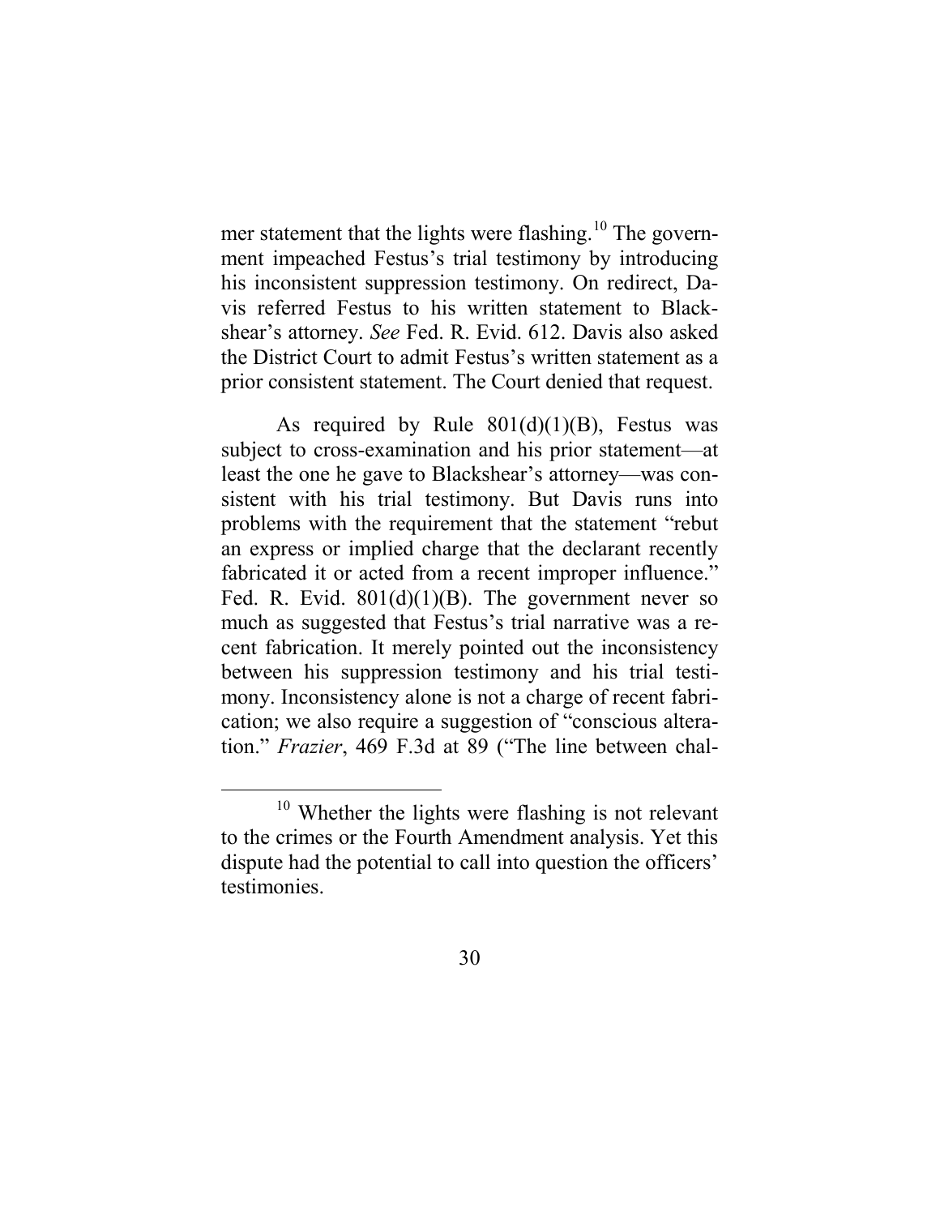mer statement that the lights were flashing.[10] The government impeached Festus's trial testimony by introducing his inconsistent suppression testimony. On redirect, Davis referred Festus to his written statement to Blackshear's attorney. *See* Fed. R. Evid. 612. Davis also asked the District Court to admit Festus's written statement as a prior consistent statement. The Court denied that request.

As required by Rule 801(d)(1)(B), Festus was subject to cross-examination and his prior statement—at least the one he gave to Blackshear's attorney—was consistent with his trial testimony. But Davis runs into problems with the requirement that the statement "rebut an express or implied charge that the declarant recently fabricated it or acted from a recent improper influence." Fed. R. Evid. 801(d)(1)(B). The government never so much as suggested that Festus's trial narrative was a recent fabrication. It merely pointed out the inconsistency between his suppression testimony and his trial testimony. Inconsistency alone is not a charge of recent fabrication; we also require a suggestion of "conscious alteration." *Frazier*, 469 F.3d at 89 ("The line between chal-

---

[10] Whether the lights were flashing is not relevant to the crimes or the Fourth Amendment analysis. Yet this dispute had the potential to call into question the officers' testimonies.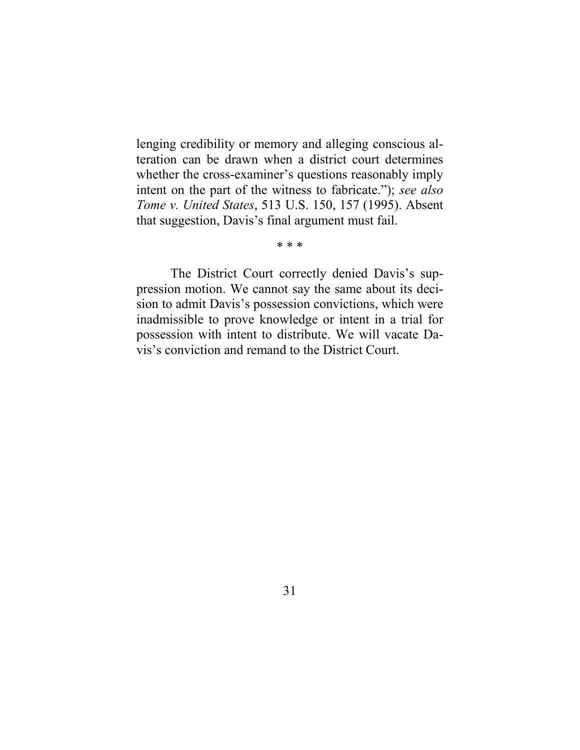lenging credibility or memory and alleging conscious alteration can be drawn when a district court determines whether the cross-examiner's questions reasonably imply intent on the part of the witness to fabricate."); *see also Tome v. United States*, 513 U.S. 150, 157 (1995). Absent that suggestion, Davis's final argument must fail.

\* \* \*

The District Court correctly denied Davis's suppression motion. We cannot say the same about its decision to admit Davis's possession convictions, which were inadmissible to prove knowledge or intent in a trial for possession with intent to distribute. We will vacate Davis's conviction and remand to the District Court.